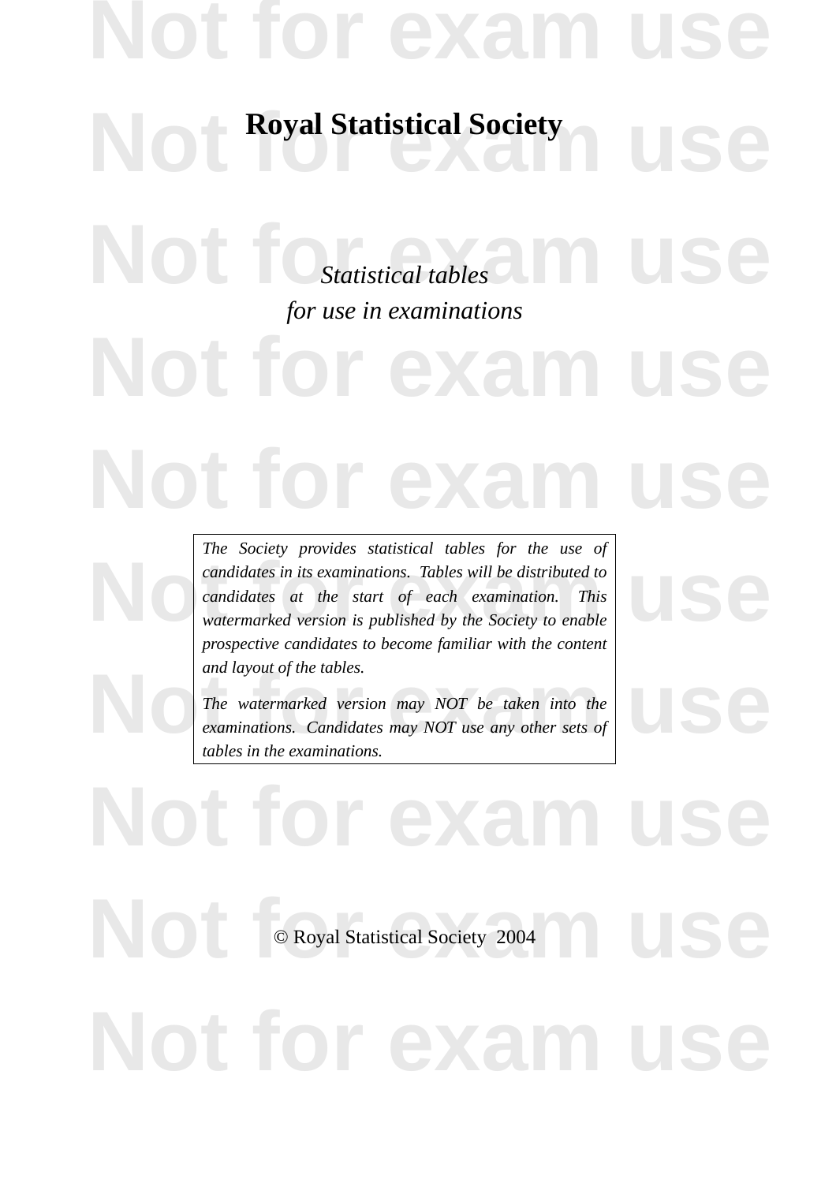# Royal Statistical Society

*Statistical tables*
*for use in examinations*

*The Society provides statistical tables for the use of candidates in its examinations. Tables will be distributed to candidates at the start of each examination. This watermarked version is published by the Society to enable prospective candidates to become familiar with the content and layout of the tables.*

*The watermarked version may NOT be taken into the examinations. Candidates may NOT use any other sets of tables in the examinations.*

© Royal Statistical Society 2004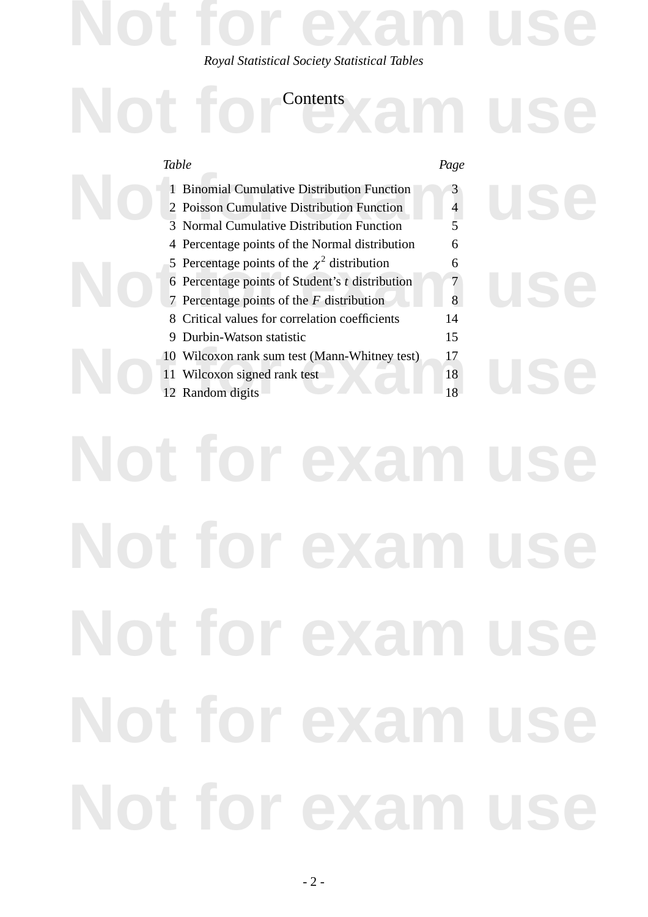# Contents

| *Table* | | *Page* |
|---|---|---|
| 1 | Binomial Cumulative Distribution Function | 3 |
| 2 | Poisson Cumulative Distribution Function | 4 |
| 3 | Normal Cumulative Distribution Function | 5 |
| 4 | Percentage points of the Normal distribution | 6 |
| 5 | Percentage points of the $\chi^2$ distribution | 6 |
| 6 | Percentage points of Student's $t$ distribution | 7 |
| 7 | Percentage points of the $F$ distribution | 8 |
| 8 | Critical values for correlation coefficients | 14 |
| 9 | Durbin-Watson statistic | 15 |
| 10 | Wilcoxon rank sum test (Mann-Whitney test) | 17 |
| 11 | Wilcoxon signed rank test | 18 |
| 12 | Random digits | 18 |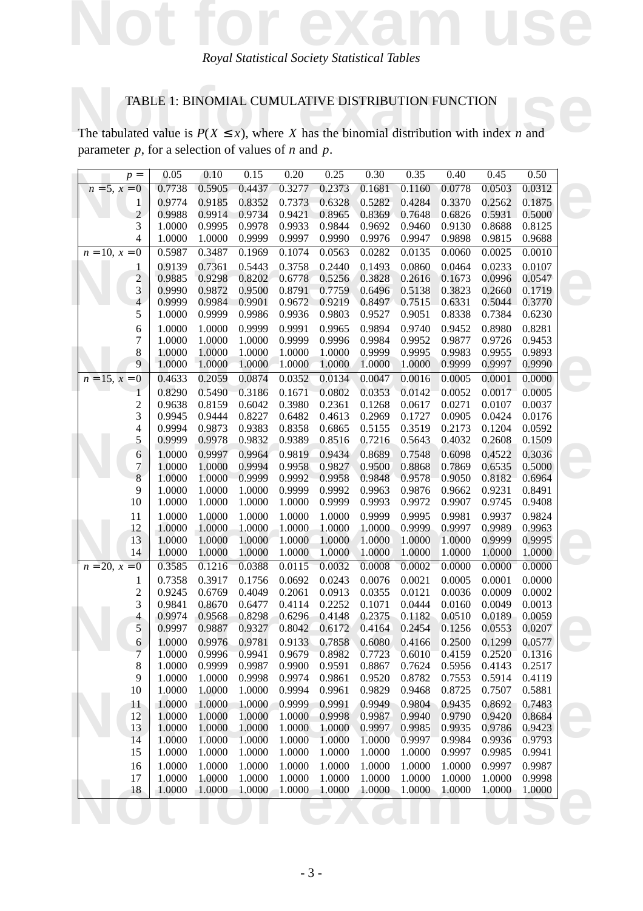Royal Statistical Society Statistical Tables

## TABLE 1: BINOMIAL CUMULATIVE DISTRIBUTION FUNCTION

The tabulated value is $P(X \leq x)$, where $X$ has the binomial distribution with index $n$ and parameter $p$, for a selection of values of $n$ and $p$.

| $p =$ | 0.05 | 0.10 | 0.15 | 0.20 | 0.25 | 0.30 | 0.35 | 0.40 | 0.45 | 0.50 |
|---|---|---|---|---|---|---|---|---|---|---|
| $n = 5,\ x = 0$ | 0.7738 | 0.5905 | 0.4437 | 0.3277 | 0.2373 | 0.1681 | 0.1160 | 0.0778 | 0.0503 | 0.0312 |
| 1 | 0.9774 | 0.9185 | 0.8352 | 0.7373 | 0.6328 | 0.5282 | 0.4284 | 0.3370 | 0.2562 | 0.1875 |
| 2 | 0.9988 | 0.9914 | 0.9734 | 0.9421 | 0.8965 | 0.8369 | 0.7648 | 0.6826 | 0.5931 | 0.5000 |
| 3 | 1.0000 | 0.9995 | 0.9978 | 0.9933 | 0.9844 | 0.9692 | 0.9460 | 0.9130 | 0.8688 | 0.8125 |
| 4 | 1.0000 | 1.0000 | 0.9999 | 0.9997 | 0.9990 | 0.9976 | 0.9947 | 0.9898 | 0.9815 | 0.9688 |
| $n = 10,\ x = 0$ | 0.5987 | 0.3487 | 0.1969 | 0.1074 | 0.0563 | 0.0282 | 0.0135 | 0.0060 | 0.0025 | 0.0010 |
| 1 | 0.9139 | 0.7361 | 0.5443 | 0.3758 | 0.2440 | 0.1493 | 0.0860 | 0.0464 | 0.0233 | 0.0107 |
| 2 | 0.9885 | 0.9298 | 0.8202 | 0.6778 | 0.5256 | 0.3828 | 0.2616 | 0.1673 | 0.0996 | 0.0547 |
| 3 | 0.9990 | 0.9872 | 0.9500 | 0.8791 | 0.7759 | 0.6496 | 0.5138 | 0.3823 | 0.2660 | 0.1719 |
| 4 | 0.9999 | 0.9984 | 0.9901 | 0.9672 | 0.9219 | 0.8497 | 0.7515 | 0.6331 | 0.5044 | 0.3770 |
| 5 | 1.0000 | 0.9999 | 0.9986 | 0.9936 | 0.9803 | 0.9527 | 0.9051 | 0.8338 | 0.7384 | 0.6230 |
| 6 | 1.0000 | 1.0000 | 0.9999 | 0.9991 | 0.9965 | 0.9894 | 0.9740 | 0.9452 | 0.8980 | 0.8281 |
| 7 | 1.0000 | 1.0000 | 1.0000 | 0.9999 | 0.9996 | 0.9984 | 0.9952 | 0.9877 | 0.9726 | 0.9453 |
| 8 | 1.0000 | 1.0000 | 1.0000 | 1.0000 | 1.0000 | 0.9999 | 0.9995 | 0.9983 | 0.9955 | 0.9893 |
| 9 | 1.0000 | 1.0000 | 1.0000 | 1.0000 | 1.0000 | 1.0000 | 1.0000 | 0.9999 | 0.9997 | 0.9990 |
| $n = 15,\ x = 0$ | 0.4633 | 0.2059 | 0.0874 | 0.0352 | 0.0134 | 0.0047 | 0.0016 | 0.0005 | 0.0001 | 0.0000 |
| 1 | 0.8290 | 0.5490 | 0.3186 | 0.1671 | 0.0802 | 0.0353 | 0.0142 | 0.0052 | 0.0017 | 0.0005 |
| 2 | 0.9638 | 0.8159 | 0.6042 | 0.3980 | 0.2361 | 0.1268 | 0.0617 | 0.0271 | 0.0107 | 0.0037 |
| 3 | 0.9945 | 0.9444 | 0.8227 | 0.6482 | 0.4613 | 0.2969 | 0.1727 | 0.0905 | 0.0424 | 0.0176 |
| 4 | 0.9994 | 0.9873 | 0.9383 | 0.8358 | 0.6865 | 0.5155 | 0.3519 | 0.2173 | 0.1204 | 0.0592 |
| 5 | 0.9999 | 0.9978 | 0.9832 | 0.9389 | 0.8516 | 0.7216 | 0.5643 | 0.4032 | 0.2608 | 0.1509 |
| 6 | 1.0000 | 0.9997 | 0.9964 | 0.9819 | 0.9434 | 0.8689 | 0.7548 | 0.6098 | 0.4522 | 0.3036 |
| 7 | 1.0000 | 1.0000 | 0.9994 | 0.9958 | 0.9827 | 0.9500 | 0.8868 | 0.7869 | 0.6535 | 0.5000 |
| 8 | 1.0000 | 1.0000 | 0.9999 | 0.9992 | 0.9958 | 0.9848 | 0.9578 | 0.9050 | 0.8182 | 0.6964 |
| 9 | 1.0000 | 1.0000 | 1.0000 | 0.9999 | 0.9992 | 0.9963 | 0.9876 | 0.9662 | 0.9231 | 0.8491 |
| 10 | 1.0000 | 1.0000 | 1.0000 | 1.0000 | 0.9999 | 0.9993 | 0.9972 | 0.9907 | 0.9745 | 0.9408 |
| 11 | 1.0000 | 1.0000 | 1.0000 | 1.0000 | 1.0000 | 0.9999 | 0.9995 | 0.9981 | 0.9937 | 0.9824 |
| 12 | 1.0000 | 1.0000 | 1.0000 | 1.0000 | 1.0000 | 1.0000 | 0.9999 | 0.9997 | 0.9989 | 0.9963 |
| 13 | 1.0000 | 1.0000 | 1.0000 | 1.0000 | 1.0000 | 1.0000 | 1.0000 | 1.0000 | 0.9999 | 0.9995 |
| 14 | 1.0000 | 1.0000 | 1.0000 | 1.0000 | 1.0000 | 1.0000 | 1.0000 | 1.0000 | 1.0000 | 1.0000 |
| $n = 20,\ x = 0$ | 0.3585 | 0.1216 | 0.0388 | 0.0115 | 0.0032 | 0.0008 | 0.0002 | 0.0000 | 0.0000 | 0.0000 |
| 1 | 0.7358 | 0.3917 | 0.1756 | 0.0692 | 0.0243 | 0.0076 | 0.0021 | 0.0005 | 0.0001 | 0.0000 |
| 2 | 0.9245 | 0.6769 | 0.4049 | 0.2061 | 0.0913 | 0.0355 | 0.0121 | 0.0036 | 0.0009 | 0.0002 |
| 3 | 0.9841 | 0.8670 | 0.6477 | 0.4114 | 0.2252 | 0.1071 | 0.0444 | 0.0160 | 0.0049 | 0.0013 |
| 4 | 0.9974 | 0.9568 | 0.8298 | 0.6296 | 0.4148 | 0.2375 | 0.1182 | 0.0510 | 0.0189 | 0.0059 |
| 5 | 0.9997 | 0.9887 | 0.9327 | 0.8042 | 0.6172 | 0.4164 | 0.2454 | 0.1256 | 0.0553 | 0.0207 |
| 6 | 1.0000 | 0.9976 | 0.9781 | 0.9133 | 0.7858 | 0.6080 | 0.4166 | 0.2500 | 0.1299 | 0.0577 |
| 7 | 1.0000 | 0.9996 | 0.9941 | 0.9679 | 0.8982 | 0.7723 | 0.6010 | 0.4159 | 0.2520 | 0.1316 |
| 8 | 1.0000 | 0.9999 | 0.9987 | 0.9900 | 0.9591 | 0.8867 | 0.7624 | 0.5956 | 0.4143 | 0.2517 |
| 9 | 1.0000 | 1.0000 | 0.9998 | 0.9974 | 0.9861 | 0.9520 | 0.8782 | 0.7553 | 0.5914 | 0.4119 |
| 10 | 1.0000 | 1.0000 | 1.0000 | 0.9994 | 0.9961 | 0.9829 | 0.9468 | 0.8725 | 0.7507 | 0.5881 |
| 11 | 1.0000 | 1.0000 | 1.0000 | 0.9999 | 0.9991 | 0.9949 | 0.9804 | 0.9435 | 0.8692 | 0.7483 |
| 12 | 1.0000 | 1.0000 | 1.0000 | 1.0000 | 0.9998 | 0.9987 | 0.9940 | 0.9790 | 0.9420 | 0.8684 |
| 13 | 1.0000 | 1.0000 | 1.0000 | 1.0000 | 1.0000 | 0.9997 | 0.9985 | 0.9935 | 0.9786 | 0.9423 |
| 14 | 1.0000 | 1.0000 | 1.0000 | 1.0000 | 1.0000 | 1.0000 | 0.9997 | 0.9984 | 0.9936 | 0.9793 |
| 15 | 1.0000 | 1.0000 | 1.0000 | 1.0000 | 1.0000 | 1.0000 | 1.0000 | 0.9997 | 0.9985 | 0.9941 |
| 16 | 1.0000 | 1.0000 | 1.0000 | 1.0000 | 1.0000 | 1.0000 | 1.0000 | 1.0000 | 0.9997 | 0.9987 |
| 17 | 1.0000 | 1.0000 | 1.0000 | 1.0000 | 1.0000 | 1.0000 | 1.0000 | 1.0000 | 1.0000 | 0.9998 |
| 18 | 1.0000 | 1.0000 | 1.0000 | 1.0000 | 1.0000 | 1.0000 | 1.0000 | 1.0000 | 1.0000 | 1.0000 |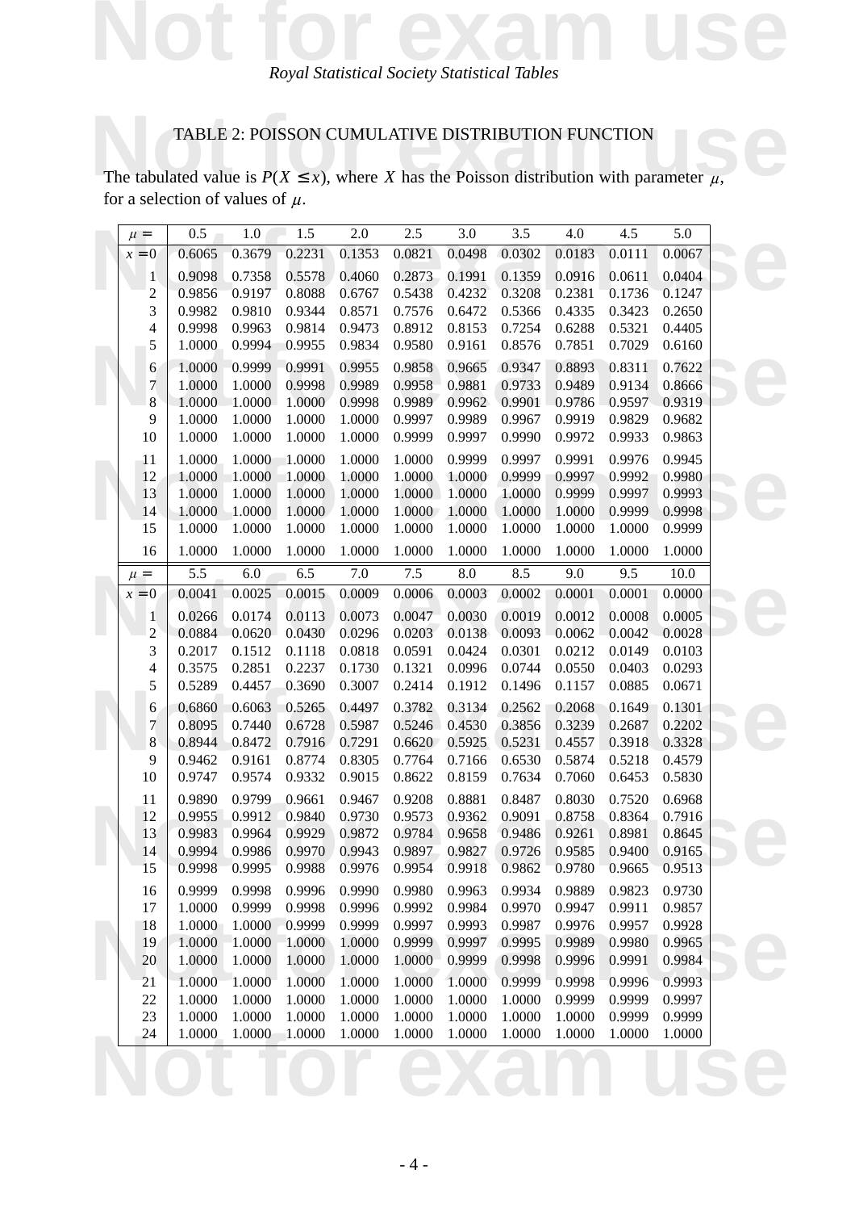## TABLE 2: POISSON CUMULATIVE DISTRIBUTION FUNCTION

The tabulated value is $P(X \leq x)$, where $X$ has the Poisson distribution with parameter $\mu$, for a selection of values of $\mu$.

| $\mu =$ | 0.5 | 1.0 | 1.5 | 2.0 | 2.5 | 3.0 | 3.5 | 4.0 | 4.5 | 5.0 |
|---|---|---|---|---|---|---|---|---|---|---|
| $x = 0$ | 0.6065 | 0.3679 | 0.2231 | 0.1353 | 0.0821 | 0.0498 | 0.0302 | 0.0183 | 0.0111 | 0.0067 |
| 1 | 0.9098 | 0.7358 | 0.5578 | 0.4060 | 0.2873 | 0.1991 | 0.1359 | 0.0916 | 0.0611 | 0.0404 |
| 2 | 0.9856 | 0.9197 | 0.8088 | 0.6767 | 0.5438 | 0.4232 | 0.3208 | 0.2381 | 0.1736 | 0.1247 |
| 3 | 0.9982 | 0.9810 | 0.9344 | 0.8571 | 0.7576 | 0.6472 | 0.5366 | 0.4335 | 0.3423 | 0.2650 |
| 4 | 0.9998 | 0.9963 | 0.9814 | 0.9473 | 0.8912 | 0.8153 | 0.7254 | 0.6288 | 0.5321 | 0.4405 |
| 5 | 1.0000 | 0.9994 | 0.9955 | 0.9834 | 0.9580 | 0.9161 | 0.8576 | 0.7851 | 0.7029 | 0.6160 |
| 6 | 1.0000 | 0.9999 | 0.9991 | 0.9955 | 0.9858 | 0.9665 | 0.9347 | 0.8893 | 0.8311 | 0.7622 |
| 7 | 1.0000 | 1.0000 | 0.9998 | 0.9989 | 0.9958 | 0.9881 | 0.9733 | 0.9489 | 0.9134 | 0.8666 |
| 8 | 1.0000 | 1.0000 | 1.0000 | 0.9998 | 0.9989 | 0.9962 | 0.9901 | 0.9786 | 0.9597 | 0.9319 |
| 9 | 1.0000 | 1.0000 | 1.0000 | 1.0000 | 0.9997 | 0.9989 | 0.9967 | 0.9919 | 0.9829 | 0.9682 |
| 10 | 1.0000 | 1.0000 | 1.0000 | 1.0000 | 0.9999 | 0.9997 | 0.9990 | 0.9972 | 0.9933 | 0.9863 |
| 11 | 1.0000 | 1.0000 | 1.0000 | 1.0000 | 1.0000 | 0.9999 | 0.9997 | 0.9991 | 0.9976 | 0.9945 |
| 12 | 1.0000 | 1.0000 | 1.0000 | 1.0000 | 1.0000 | 1.0000 | 0.9999 | 0.9997 | 0.9992 | 0.9980 |
| 13 | 1.0000 | 1.0000 | 1.0000 | 1.0000 | 1.0000 | 1.0000 | 1.0000 | 0.9999 | 0.9997 | 0.9993 |
| 14 | 1.0000 | 1.0000 | 1.0000 | 1.0000 | 1.0000 | 1.0000 | 1.0000 | 1.0000 | 0.9999 | 0.9998 |
| 15 | 1.0000 | 1.0000 | 1.0000 | 1.0000 | 1.0000 | 1.0000 | 1.0000 | 1.0000 | 1.0000 | 0.9999 |
| 16 | 1.0000 | 1.0000 | 1.0000 | 1.0000 | 1.0000 | 1.0000 | 1.0000 | 1.0000 | 1.0000 | 1.0000 |

| $\mu =$ | 5.5 | 6.0 | 6.5 | 7.0 | 7.5 | 8.0 | 8.5 | 9.0 | 9.5 | 10.0 |
|---|---|---|---|---|---|---|---|---|---|---|
| $x = 0$ | 0.0041 | 0.0025 | 0.0015 | 0.0009 | 0.0006 | 0.0003 | 0.0002 | 0.0001 | 0.0001 | 0.0000 |
| 1 | 0.0266 | 0.0174 | 0.0113 | 0.0073 | 0.0047 | 0.0030 | 0.0019 | 0.0012 | 0.0008 | 0.0005 |
| 2 | 0.0884 | 0.0620 | 0.0430 | 0.0296 | 0.0203 | 0.0138 | 0.0093 | 0.0062 | 0.0042 | 0.0028 |
| 3 | 0.2017 | 0.1512 | 0.1118 | 0.0818 | 0.0591 | 0.0424 | 0.0301 | 0.0212 | 0.0149 | 0.0103 |
| 4 | 0.3575 | 0.2851 | 0.2237 | 0.1730 | 0.1321 | 0.0996 | 0.0744 | 0.0550 | 0.0403 | 0.0293 |
| 5 | 0.5289 | 0.4457 | 0.3690 | 0.3007 | 0.2414 | 0.1912 | 0.1496 | 0.1157 | 0.0885 | 0.0671 |
| 6 | 0.6860 | 0.6063 | 0.5265 | 0.4497 | 0.3782 | 0.3134 | 0.2562 | 0.2068 | 0.1649 | 0.1301 |
| 7 | 0.8095 | 0.7440 | 0.6728 | 0.5987 | 0.5246 | 0.4530 | 0.3856 | 0.3239 | 0.2687 | 0.2202 |
| 8 | 0.8944 | 0.8472 | 0.7916 | 0.7291 | 0.6620 | 0.5925 | 0.5231 | 0.4557 | 0.3918 | 0.3328 |
| 9 | 0.9462 | 0.9161 | 0.8774 | 0.8305 | 0.7764 | 0.7166 | 0.6530 | 0.5874 | 0.5218 | 0.4579 |
| 10 | 0.9747 | 0.9574 | 0.9332 | 0.9015 | 0.8622 | 0.8159 | 0.7634 | 0.7060 | 0.6453 | 0.5830 |
| 11 | 0.9890 | 0.9799 | 0.9661 | 0.9467 | 0.9208 | 0.8881 | 0.8487 | 0.8030 | 0.7520 | 0.6968 |
| 12 | 0.9955 | 0.9912 | 0.9840 | 0.9730 | 0.9573 | 0.9362 | 0.9091 | 0.8758 | 0.8364 | 0.7916 |
| 13 | 0.9983 | 0.9964 | 0.9929 | 0.9872 | 0.9784 | 0.9658 | 0.9486 | 0.9261 | 0.8981 | 0.8645 |
| 14 | 0.9994 | 0.9986 | 0.9970 | 0.9943 | 0.9897 | 0.9827 | 0.9726 | 0.9585 | 0.9400 | 0.9165 |
| 15 | 0.9998 | 0.9995 | 0.9988 | 0.9976 | 0.9954 | 0.9918 | 0.9862 | 0.9780 | 0.9665 | 0.9513 |
| 16 | 0.9999 | 0.9998 | 0.9996 | 0.9990 | 0.9980 | 0.9963 | 0.9934 | 0.9889 | 0.9823 | 0.9730 |
| 17 | 1.0000 | 0.9999 | 0.9998 | 0.9996 | 0.9992 | 0.9984 | 0.9970 | 0.9947 | 0.9911 | 0.9857 |
| 18 | 1.0000 | 1.0000 | 0.9999 | 0.9999 | 0.9997 | 0.9993 | 0.9987 | 0.9976 | 0.9957 | 0.9928 |
| 19 | 1.0000 | 1.0000 | 1.0000 | 1.0000 | 0.9999 | 0.9997 | 0.9995 | 0.9989 | 0.9980 | 0.9965 |
| 20 | 1.0000 | 1.0000 | 1.0000 | 1.0000 | 1.0000 | 0.9999 | 0.9998 | 0.9996 | 0.9991 | 0.9984 |
| 21 | 1.0000 | 1.0000 | 1.0000 | 1.0000 | 1.0000 | 1.0000 | 0.9999 | 0.9998 | 0.9996 | 0.9993 |
| 22 | 1.0000 | 1.0000 | 1.0000 | 1.0000 | 1.0000 | 1.0000 | 1.0000 | 0.9999 | 0.9999 | 0.9997 |
| 23 | 1.0000 | 1.0000 | 1.0000 | 1.0000 | 1.0000 | 1.0000 | 1.0000 | 1.0000 | 0.9999 | 0.9999 |
| 24 | 1.0000 | 1.0000 | 1.0000 | 1.0000 | 1.0000 | 1.0000 | 1.0000 | 1.0000 | 1.0000 | 1.0000 |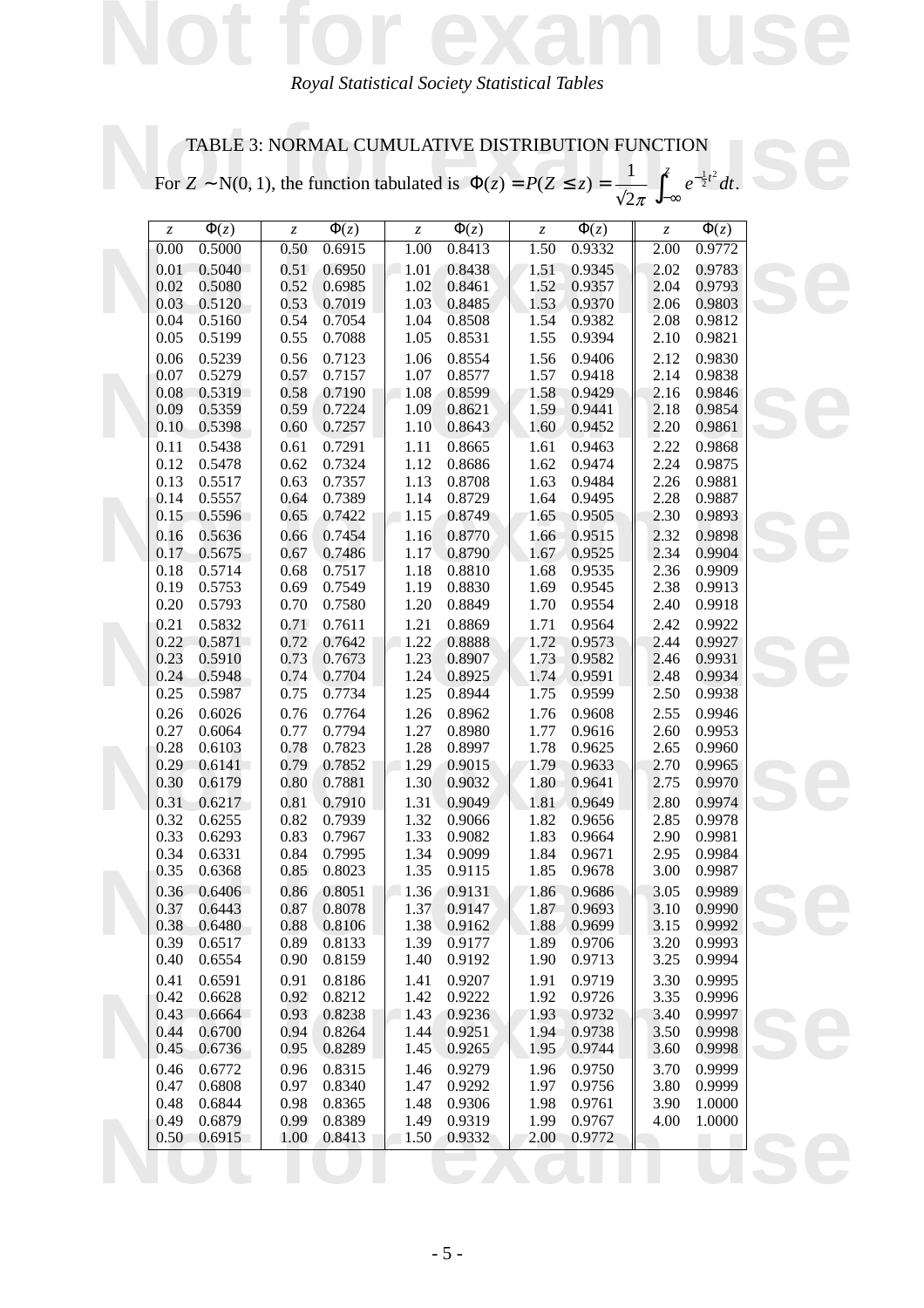TABLE 3: NORMAL CUMULATIVE DISTRIBUTION FUNCTION

For $Z \sim \mathrm{N}(0,1)$, the function tabulated is $\Phi(z) = P(Z \leq z) = \dfrac{1}{\sqrt{2\pi}} \displaystyle\int_{-\infty}^{z} e^{-\frac{1}{2}t^2}\, dt$.

| $z$ | $\Phi(z)$ | $z$ | $\Phi(z)$ | $z$ | $\Phi(z)$ | $z$ | $\Phi(z)$ | $z$ | $\Phi(z)$ |
|---|---|---|---|---|---|---|---|---|---|
| 0.00 | 0.5000 | 0.50 | 0.6915 | 1.00 | 0.8413 | 1.50 | 0.9332 | 2.00 | 0.9772 |
| 0.01 | 0.5040 | 0.51 | 0.6950 | 1.01 | 0.8438 | 1.51 | 0.9345 | 2.02 | 0.9783 |
| 0.02 | 0.5080 | 0.52 | 0.6985 | 1.02 | 0.8461 | 1.52 | 0.9357 | 2.04 | 0.9793 |
| 0.03 | 0.5120 | 0.53 | 0.7019 | 1.03 | 0.8485 | 1.53 | 0.9370 | 2.06 | 0.9803 |
| 0.04 | 0.5160 | 0.54 | 0.7054 | 1.04 | 0.8508 | 1.54 | 0.9382 | 2.08 | 0.9812 |
| 0.05 | 0.5199 | 0.55 | 0.7088 | 1.05 | 0.8531 | 1.55 | 0.9394 | 2.10 | 0.9821 |
| 0.06 | 0.5239 | 0.56 | 0.7123 | 1.06 | 0.8554 | 1.56 | 0.9406 | 2.12 | 0.9830 |
| 0.07 | 0.5279 | 0.57 | 0.7157 | 1.07 | 0.8577 | 1.57 | 0.9418 | 2.14 | 0.9838 |
| 0.08 | 0.5319 | 0.58 | 0.7190 | 1.08 | 0.8599 | 1.58 | 0.9429 | 2.16 | 0.9846 |
| 0.09 | 0.5359 | 0.59 | 0.7224 | 1.09 | 0.8621 | 1.59 | 0.9441 | 2.18 | 0.9854 |
| 0.10 | 0.5398 | 0.60 | 0.7257 | 1.10 | 0.8643 | 1.60 | 0.9452 | 2.20 | 0.9861 |
| 0.11 | 0.5438 | 0.61 | 0.7291 | 1.11 | 0.8665 | 1.61 | 0.9463 | 2.22 | 0.9868 |
| 0.12 | 0.5478 | 0.62 | 0.7324 | 1.12 | 0.8686 | 1.62 | 0.9474 | 2.24 | 0.9875 |
| 0.13 | 0.5517 | 0.63 | 0.7357 | 1.13 | 0.8708 | 1.63 | 0.9484 | 2.26 | 0.9881 |
| 0.14 | 0.5557 | 0.64 | 0.7389 | 1.14 | 0.8729 | 1.64 | 0.9495 | 2.28 | 0.9887 |
| 0.15 | 0.5596 | 0.65 | 0.7422 | 1.15 | 0.8749 | 1.65 | 0.9505 | 2.30 | 0.9893 |
| 0.16 | 0.5636 | 0.66 | 0.7454 | 1.16 | 0.8770 | 1.66 | 0.9515 | 2.32 | 0.9898 |
| 0.17 | 0.5675 | 0.67 | 0.7486 | 1.17 | 0.8790 | 1.67 | 0.9525 | 2.34 | 0.9904 |
| 0.18 | 0.5714 | 0.68 | 0.7517 | 1.18 | 0.8810 | 1.68 | 0.9535 | 2.36 | 0.9909 |
| 0.19 | 0.5753 | 0.69 | 0.7549 | 1.19 | 0.8830 | 1.69 | 0.9545 | 2.38 | 0.9913 |
| 0.20 | 0.5793 | 0.70 | 0.7580 | 1.20 | 0.8849 | 1.70 | 0.9554 | 2.40 | 0.9918 |
| 0.21 | 0.5832 | 0.71 | 0.7611 | 1.21 | 0.8869 | 1.71 | 0.9564 | 2.42 | 0.9922 |
| 0.22 | 0.5871 | 0.72 | 0.7642 | 1.22 | 0.8888 | 1.72 | 0.9573 | 2.44 | 0.9927 |
| 0.23 | 0.5910 | 0.73 | 0.7673 | 1.23 | 0.8907 | 1.73 | 0.9582 | 2.46 | 0.9931 |
| 0.24 | 0.5948 | 0.74 | 0.7704 | 1.24 | 0.8925 | 1.74 | 0.9591 | 2.48 | 0.9934 |
| 0.25 | 0.5987 | 0.75 | 0.7734 | 1.25 | 0.8944 | 1.75 | 0.9599 | 2.50 | 0.9938 |
| 0.26 | 0.6026 | 0.76 | 0.7764 | 1.26 | 0.8962 | 1.76 | 0.9608 | 2.55 | 0.9946 |
| 0.27 | 0.6064 | 0.77 | 0.7794 | 1.27 | 0.8980 | 1.77 | 0.9616 | 2.60 | 0.9953 |
| 0.28 | 0.6103 | 0.78 | 0.7823 | 1.28 | 0.8997 | 1.78 | 0.9625 | 2.65 | 0.9960 |
| 0.29 | 0.6141 | 0.79 | 0.7852 | 1.29 | 0.9015 | 1.79 | 0.9633 | 2.70 | 0.9965 |
| 0.30 | 0.6179 | 0.80 | 0.7881 | 1.30 | 0.9032 | 1.80 | 0.9641 | 2.75 | 0.9970 |
| 0.31 | 0.6217 | 0.81 | 0.7910 | 1.31 | 0.9049 | 1.81 | 0.9649 | 2.80 | 0.9974 |
| 0.32 | 0.6255 | 0.82 | 0.7939 | 1.32 | 0.9066 | 1.82 | 0.9656 | 2.85 | 0.9978 |
| 0.33 | 0.6293 | 0.83 | 0.7967 | 1.33 | 0.9082 | 1.83 | 0.9664 | 2.90 | 0.9981 |
| 0.34 | 0.6331 | 0.84 | 0.7995 | 1.34 | 0.9099 | 1.84 | 0.9671 | 2.95 | 0.9984 |
| 0.35 | 0.6368 | 0.85 | 0.8023 | 1.35 | 0.9115 | 1.85 | 0.9678 | 3.00 | 0.9987 |
| 0.36 | 0.6406 | 0.86 | 0.8051 | 1.36 | 0.9131 | 1.86 | 0.9686 | 3.05 | 0.9989 |
| 0.37 | 0.6443 | 0.87 | 0.8078 | 1.37 | 0.9147 | 1.87 | 0.9693 | 3.10 | 0.9990 |
| 0.38 | 0.6480 | 0.88 | 0.8106 | 1.38 | 0.9162 | 1.88 | 0.9699 | 3.15 | 0.9992 |
| 0.39 | 0.6517 | 0.89 | 0.8133 | 1.39 | 0.9177 | 1.89 | 0.9706 | 3.20 | 0.9993 |
| 0.40 | 0.6554 | 0.90 | 0.8159 | 1.40 | 0.9192 | 1.90 | 0.9713 | 3.25 | 0.9994 |
| 0.41 | 0.6591 | 0.91 | 0.8186 | 1.41 | 0.9207 | 1.91 | 0.9719 | 3.30 | 0.9995 |
| 0.42 | 0.6628 | 0.92 | 0.8212 | 1.42 | 0.9222 | 1.92 | 0.9726 | 3.35 | 0.9996 |
| 0.43 | 0.6664 | 0.93 | 0.8238 | 1.43 | 0.9236 | 1.93 | 0.9732 | 3.40 | 0.9997 |
| 0.44 | 0.6700 | 0.94 | 0.8264 | 1.44 | 0.9251 | 1.94 | 0.9738 | 3.50 | 0.9998 |
| 0.45 | 0.6736 | 0.95 | 0.8289 | 1.45 | 0.9265 | 1.95 | 0.9744 | 3.60 | 0.9998 |
| 0.46 | 0.6772 | 0.96 | 0.8315 | 1.46 | 0.9279 | 1.96 | 0.9750 | 3.70 | 0.9999 |
| 0.47 | 0.6808 | 0.97 | 0.8340 | 1.47 | 0.9292 | 1.97 | 0.9756 | 3.80 | 0.9999 |
| 0.48 | 0.6844 | 0.98 | 0.8365 | 1.48 | 0.9306 | 1.98 | 0.9761 | 3.90 | 1.0000 |
| 0.49 | 0.6879 | 0.99 | 0.8389 | 1.49 | 0.9319 | 1.99 | 0.9767 | 4.00 | 1.0000 |
| 0.50 | 0.6915 | 1.00 | 0.8413 | 1.50 | 0.9332 | 2.00 | 0.9772 | | |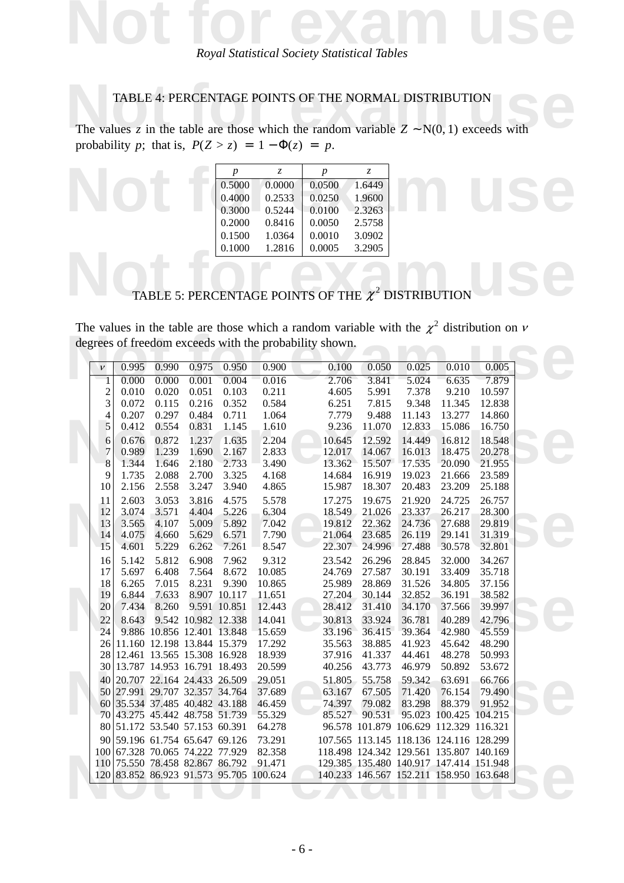*Royal Statistical Society Statistical Tables*

## TABLE 4: PERCENTAGE POINTS OF THE NORMAL DISTRIBUTION

The values $z$ in the table are those which the random variable $Z \sim \text{N}(0, 1)$ exceeds with probability $p$; that is, $P(Z > z) = 1 - \Phi(z) = p$.

| $p$ | $z$ | $p$ | $z$ |
|---|---|---|---|
| 0.5000 | 0.0000 | 0.0500 | 1.6449 |
| 0.4000 | 0.2533 | 0.0250 | 1.9600 |
| 0.3000 | 0.5244 | 0.0100 | 2.3263 |
| 0.2000 | 0.8416 | 0.0050 | 2.5758 |
| 0.1500 | 1.0364 | 0.0010 | 3.0902 |
| 0.1000 | 1.2816 | 0.0005 | 3.2905 |

## TABLE 5: PERCENTAGE POINTS OF THE $\chi^2$ DISTRIBUTION

The values in the table are those which a random variable with the $\chi^2$ distribution on $\nu$ degrees of freedom exceeds with the probability shown.

| $\nu$ | 0.995 | 0.990 | 0.975 | 0.950 | 0.900 | 0.100 | 0.050 | 0.025 | 0.010 | 0.005 |
|---|---|---|---|---|---|---|---|---|---|---|
| 1 | 0.000 | 0.000 | 0.001 | 0.004 | 0.016 | 2.706 | 3.841 | 5.024 | 6.635 | 7.879 |
| 2 | 0.010 | 0.020 | 0.051 | 0.103 | 0.211 | 4.605 | 5.991 | 7.378 | 9.210 | 10.597 |
| 3 | 0.072 | 0.115 | 0.216 | 0.352 | 0.584 | 6.251 | 7.815 | 9.348 | 11.345 | 12.838 |
| 4 | 0.207 | 0.297 | 0.484 | 0.711 | 1.064 | 7.779 | 9.488 | 11.143 | 13.277 | 14.860 |
| 5 | 0.412 | 0.554 | 0.831 | 1.145 | 1.610 | 9.236 | 11.070 | 12.833 | 15.086 | 16.750 |
| 6 | 0.676 | 0.872 | 1.237 | 1.635 | 2.204 | 10.645 | 12.592 | 14.449 | 16.812 | 18.548 |
| 7 | 0.989 | 1.239 | 1.690 | 2.167 | 2.833 | 12.017 | 14.067 | 16.013 | 18.475 | 20.278 |
| 8 | 1.344 | 1.646 | 2.180 | 2.733 | 3.490 | 13.362 | 15.507 | 17.535 | 20.090 | 21.955 |
| 9 | 1.735 | 2.088 | 2.700 | 3.325 | 4.168 | 14.684 | 16.919 | 19.023 | 21.666 | 23.589 |
| 10 | 2.156 | 2.558 | 3.247 | 3.940 | 4.865 | 15.987 | 18.307 | 20.483 | 23.209 | 25.188 |
| 11 | 2.603 | 3.053 | 3.816 | 4.575 | 5.578 | 17.275 | 19.675 | 21.920 | 24.725 | 26.757 |
| 12 | 3.074 | 3.571 | 4.404 | 5.226 | 6.304 | 18.549 | 21.026 | 23.337 | 26.217 | 28.300 |
| 13 | 3.565 | 4.107 | 5.009 | 5.892 | 7.042 | 19.812 | 22.362 | 24.736 | 27.688 | 29.819 |
| 14 | 4.075 | 4.660 | 5.629 | 6.571 | 7.790 | 21.064 | 23.685 | 26.119 | 29.141 | 31.319 |
| 15 | 4.601 | 5.229 | 6.262 | 7.261 | 8.547 | 22.307 | 24.996 | 27.488 | 30.578 | 32.801 |
| 16 | 5.142 | 5.812 | 6.908 | 7.962 | 9.312 | 23.542 | 26.296 | 28.845 | 32.000 | 34.267 |
| 17 | 5.697 | 6.408 | 7.564 | 8.672 | 10.085 | 24.769 | 27.587 | 30.191 | 33.409 | 35.718 |
| 18 | 6.265 | 7.015 | 8.231 | 9.390 | 10.865 | 25.989 | 28.869 | 31.526 | 34.805 | 37.156 |
| 19 | 6.844 | 7.633 | 8.907 | 10.117 | 11.651 | 27.204 | 30.144 | 32.852 | 36.191 | 38.582 |
| 20 | 7.434 | 8.260 | 9.591 | 10.851 | 12.443 | 28.412 | 31.410 | 34.170 | 37.566 | 39.997 |
| 22 | 8.643 | 9.542 | 10.982 | 12.338 | 14.041 | 30.813 | 33.924 | 36.781 | 40.289 | 42.796 |
| 24 | 9.886 | 10.856 | 12.401 | 13.848 | 15.659 | 33.196 | 36.415 | 39.364 | 42.980 | 45.559 |
| 26 | 11.160 | 12.198 | 13.844 | 15.379 | 17.292 | 35.563 | 38.885 | 41.923 | 45.642 | 48.290 |
| 28 | 12.461 | 13.565 | 15.308 | 16.928 | 18.939 | 37.916 | 41.337 | 44.461 | 48.278 | 50.993 |
| 30 | 13.787 | 14.953 | 16.791 | 18.493 | 20.599 | 40.256 | 43.773 | 46.979 | 50.892 | 53.672 |
| 40 | 20.707 | 22.164 | 24.433 | 26.509 | 29.051 | 51.805 | 55.758 | 59.342 | 63.691 | 66.766 |
| 50 | 27.991 | 29.707 | 32.357 | 34.764 | 37.689 | 63.167 | 67.505 | 71.420 | 76.154 | 79.490 |
| 60 | 35.534 | 37.485 | 40.482 | 43.188 | 46.459 | 74.397 | 79.082 | 83.298 | 88.379 | 91.952 |
| 70 | 43.275 | 45.442 | 48.758 | 51.739 | 55.329 | 85.527 | 90.531 | 95.023 | 100.425 | 104.215 |
| 80 | 51.172 | 53.540 | 57.153 | 60.391 | 64.278 | 96.578 | 101.879 | 106.629 | 112.329 | 116.321 |
| 90 | 59.196 | 61.754 | 65.647 | 69.126 | 73.291 | 107.565 | 113.145 | 118.136 | 124.116 | 128.299 |
| 100 | 67.328 | 70.065 | 74.222 | 77.929 | 82.358 | 118.498 | 124.342 | 129.561 | 135.807 | 140.169 |
| 110 | 75.550 | 78.458 | 82.867 | 86.792 | 91.471 | 129.385 | 135.480 | 140.917 | 147.414 | 151.948 |
| 120 | 83.852 | 86.923 | 91.573 | 95.705 | 100.624 | 140.233 | 146.567 | 152.211 | 158.950 | 163.648 |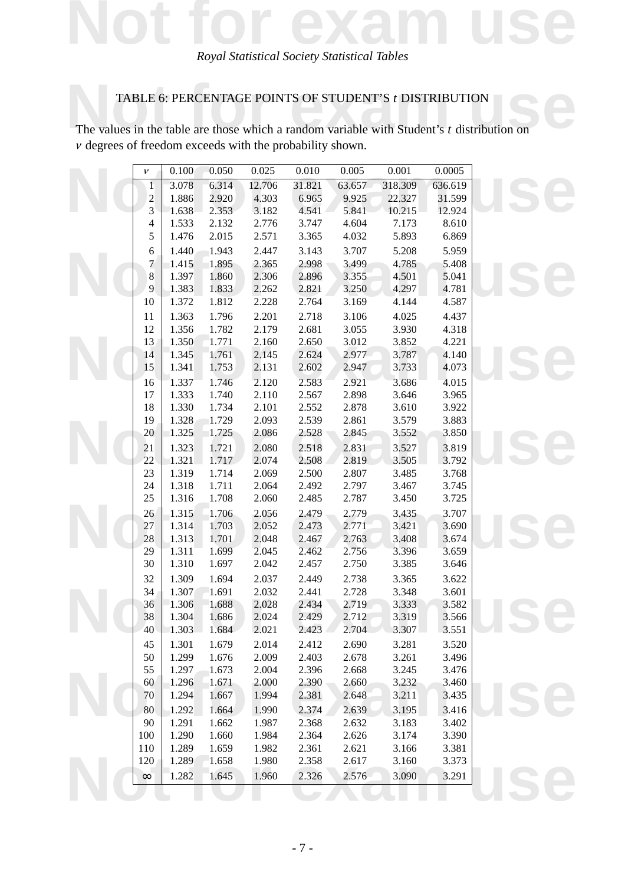TABLE 6: PERCENTAGE POINTS OF STUDENT'S $t$ DISTRIBUTION

The values in the table are those which a random variable with Student's $t$ distribution on $\nu$ degrees of freedom exceeds with the probability shown.

| $\nu$ | 0.100 | 0.050 | 0.025 | 0.010 | 0.005 | 0.001 | 0.0005 |
|---|---|---|---|---|---|---|---|
| 1 | 3.078 | 6.314 | 12.706 | 31.821 | 63.657 | 318.309 | 636.619 |
| 2 | 1.886 | 2.920 | 4.303 | 6.965 | 9.925 | 22.327 | 31.599 |
| 3 | 1.638 | 2.353 | 3.182 | 4.541 | 5.841 | 10.215 | 12.924 |
| 4 | 1.533 | 2.132 | 2.776 | 3.747 | 4.604 | 7.173 | 8.610 |
| 5 | 1.476 | 2.015 | 2.571 | 3.365 | 4.032 | 5.893 | 6.869 |
| 6 | 1.440 | 1.943 | 2.447 | 3.143 | 3.707 | 5.208 | 5.959 |
| 7 | 1.415 | 1.895 | 2.365 | 2.998 | 3.499 | 4.785 | 5.408 |
| 8 | 1.397 | 1.860 | 2.306 | 2.896 | 3.355 | 4.501 | 5.041 |
| 9 | 1.383 | 1.833 | 2.262 | 2.821 | 3.250 | 4.297 | 4.781 |
| 10 | 1.372 | 1.812 | 2.228 | 2.764 | 3.169 | 4.144 | 4.587 |
| 11 | 1.363 | 1.796 | 2.201 | 2.718 | 3.106 | 4.025 | 4.437 |
| 12 | 1.356 | 1.782 | 2.179 | 2.681 | 3.055 | 3.930 | 4.318 |
| 13 | 1.350 | 1.771 | 2.160 | 2.650 | 3.012 | 3.852 | 4.221 |
| 14 | 1.345 | 1.761 | 2.145 | 2.624 | 2.977 | 3.787 | 4.140 |
| 15 | 1.341 | 1.753 | 2.131 | 2.602 | 2.947 | 3.733 | 4.073 |
| 16 | 1.337 | 1.746 | 2.120 | 2.583 | 2.921 | 3.686 | 4.015 |
| 17 | 1.333 | 1.740 | 2.110 | 2.567 | 2.898 | 3.646 | 3.965 |
| 18 | 1.330 | 1.734 | 2.101 | 2.552 | 2.878 | 3.610 | 3.922 |
| 19 | 1.328 | 1.729 | 2.093 | 2.539 | 2.861 | 3.579 | 3.883 |
| 20 | 1.325 | 1.725 | 2.086 | 2.528 | 2.845 | 3.552 | 3.850 |
| 21 | 1.323 | 1.721 | 2.080 | 2.518 | 2.831 | 3.527 | 3.819 |
| 22 | 1.321 | 1.717 | 2.074 | 2.508 | 2.819 | 3.505 | 3.792 |
| 23 | 1.319 | 1.714 | 2.069 | 2.500 | 2.807 | 3.485 | 3.768 |
| 24 | 1.318 | 1.711 | 2.064 | 2.492 | 2.797 | 3.467 | 3.745 |
| 25 | 1.316 | 1.708 | 2.060 | 2.485 | 2.787 | 3.450 | 3.725 |
| 26 | 1.315 | 1.706 | 2.056 | 2.479 | 2.779 | 3.435 | 3.707 |
| 27 | 1.314 | 1.703 | 2.052 | 2.473 | 2.771 | 3.421 | 3.690 |
| 28 | 1.313 | 1.701 | 2.048 | 2.467 | 2.763 | 3.408 | 3.674 |
| 29 | 1.311 | 1.699 | 2.045 | 2.462 | 2.756 | 3.396 | 3.659 |
| 30 | 1.310 | 1.697 | 2.042 | 2.457 | 2.750 | 3.385 | 3.646 |
| 32 | 1.309 | 1.694 | 2.037 | 2.449 | 2.738 | 3.365 | 3.622 |
| 34 | 1.307 | 1.691 | 2.032 | 2.441 | 2.728 | 3.348 | 3.601 |
| 36 | 1.306 | 1.688 | 2.028 | 2.434 | 2.719 | 3.333 | 3.582 |
| 38 | 1.304 | 1.686 | 2.024 | 2.429 | 2.712 | 3.319 | 3.566 |
| 40 | 1.303 | 1.684 | 2.021 | 2.423 | 2.704 | 3.307 | 3.551 |
| 45 | 1.301 | 1.679 | 2.014 | 2.412 | 2.690 | 3.281 | 3.520 |
| 50 | 1.299 | 1.676 | 2.009 | 2.403 | 2.678 | 3.261 | 3.496 |
| 55 | 1.297 | 1.673 | 2.004 | 2.396 | 2.668 | 3.245 | 3.476 |
| 60 | 1.296 | 1.671 | 2.000 | 2.390 | 2.660 | 3.232 | 3.460 |
| 70 | 1.294 | 1.667 | 1.994 | 2.381 | 2.648 | 3.211 | 3.435 |
| 80 | 1.292 | 1.664 | 1.990 | 2.374 | 2.639 | 3.195 | 3.416 |
| 90 | 1.291 | 1.662 | 1.987 | 2.368 | 2.632 | 3.183 | 3.402 |
| 100 | 1.290 | 1.660 | 1.984 | 2.364 | 2.626 | 3.174 | 3.390 |
| 110 | 1.289 | 1.659 | 1.982 | 2.361 | 2.621 | 3.166 | 3.381 |
| 120 | 1.289 | 1.658 | 1.980 | 2.358 | 2.617 | 3.160 | 3.373 |
| $\infty$ | 1.282 | 1.645 | 1.960 | 2.326 | 2.576 | 3.090 | 3.291 |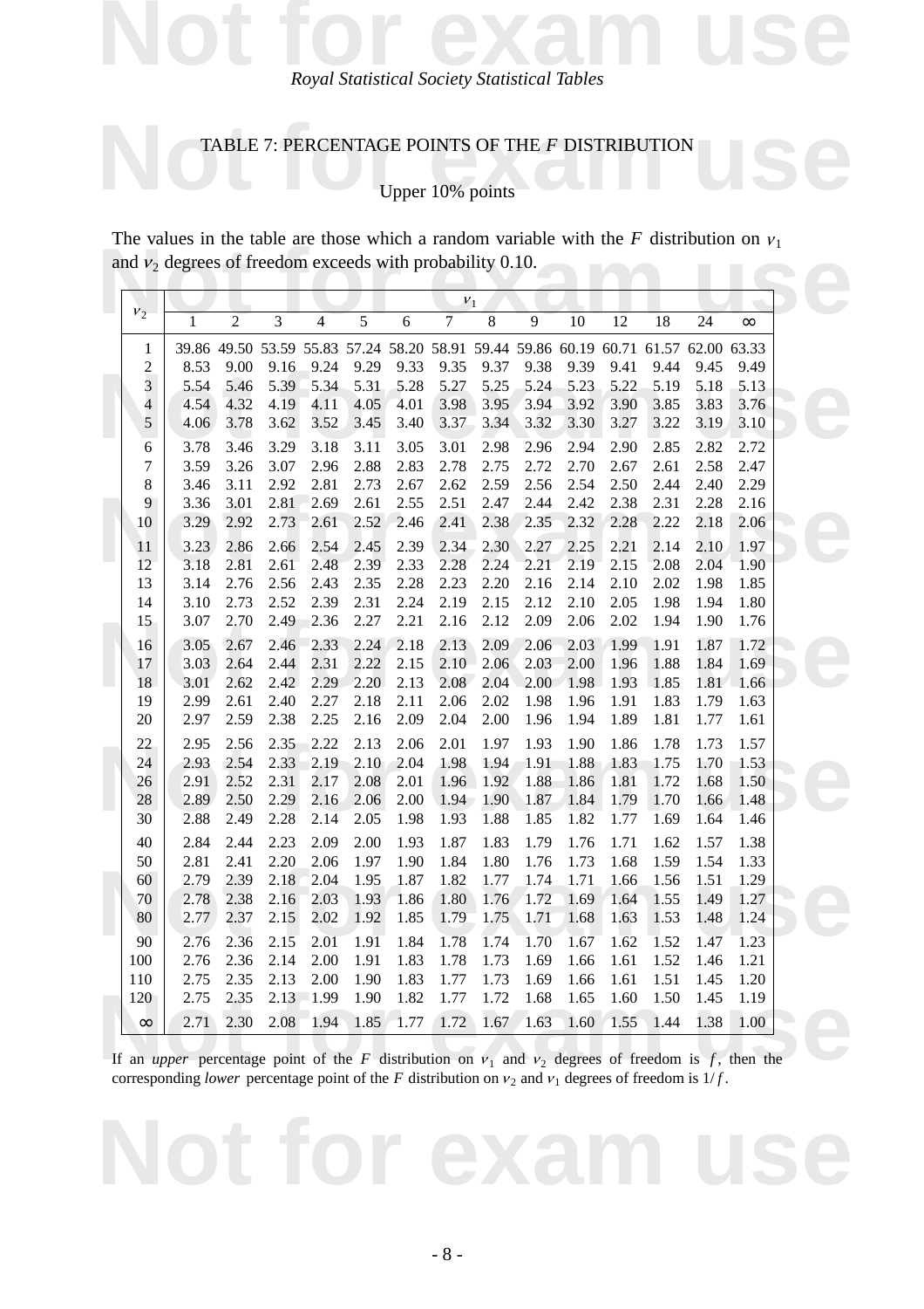## TABLE 7: PERCENTAGE POINTS OF THE $F$ DISTRIBUTION

### Upper 10% points

The values in the table are those which a random variable with the $F$ distribution on $\nu_1$ and $\nu_2$ degrees of freedom exceeds with probability 0.10.

| $\nu_2$ | $\nu_1$ = 1 | 2 | 3 | 4 | 5 | 6 | 7 | 8 | 9 | 10 | 12 | 18 | 24 | $\infty$ |
|---|---|---|---|---|---|---|---|---|---|---|---|---|---|---|
| 1 | 39.86 | 49.50 | 53.59 | 55.83 | 57.24 | 58.20 | 58.91 | 59.44 | 59.86 | 60.19 | 60.71 | 61.57 | 62.00 | 63.33 |
| 2 | 8.53 | 9.00 | 9.16 | 9.24 | 9.29 | 9.33 | 9.35 | 9.37 | 9.38 | 9.39 | 9.41 | 9.44 | 9.45 | 9.49 |
| 3 | 5.54 | 5.46 | 5.39 | 5.34 | 5.31 | 5.28 | 5.27 | 5.25 | 5.24 | 5.23 | 5.22 | 5.19 | 5.18 | 5.13 |
| 4 | 4.54 | 4.32 | 4.19 | 4.11 | 4.05 | 4.01 | 3.98 | 3.95 | 3.94 | 3.92 | 3.90 | 3.85 | 3.83 | 3.76 |
| 5 | 4.06 | 3.78 | 3.62 | 3.52 | 3.45 | 3.40 | 3.37 | 3.34 | 3.32 | 3.30 | 3.27 | 3.22 | 3.19 | 3.10 |
| 6 | 3.78 | 3.46 | 3.29 | 3.18 | 3.11 | 3.05 | 3.01 | 2.98 | 2.96 | 2.94 | 2.90 | 2.85 | 2.82 | 2.72 |
| 7 | 3.59 | 3.26 | 3.07 | 2.96 | 2.88 | 2.83 | 2.78 | 2.75 | 2.72 | 2.70 | 2.67 | 2.61 | 2.58 | 2.47 |
| 8 | 3.46 | 3.11 | 2.92 | 2.81 | 2.73 | 2.67 | 2.62 | 2.59 | 2.56 | 2.54 | 2.50 | 2.44 | 2.40 | 2.29 |
| 9 | 3.36 | 3.01 | 2.81 | 2.69 | 2.61 | 2.55 | 2.51 | 2.47 | 2.44 | 2.42 | 2.38 | 2.31 | 2.28 | 2.16 |
| 10 | 3.29 | 2.92 | 2.73 | 2.61 | 2.52 | 2.46 | 2.41 | 2.38 | 2.35 | 2.32 | 2.28 | 2.22 | 2.18 | 2.06 |
| 11 | 3.23 | 2.86 | 2.66 | 2.54 | 2.45 | 2.39 | 2.34 | 2.30 | 2.27 | 2.25 | 2.21 | 2.14 | 2.10 | 1.97 |
| 12 | 3.18 | 2.81 | 2.61 | 2.48 | 2.39 | 2.33 | 2.28 | 2.24 | 2.21 | 2.19 | 2.15 | 2.08 | 2.04 | 1.90 |
| 13 | 3.14 | 2.76 | 2.56 | 2.43 | 2.35 | 2.28 | 2.23 | 2.20 | 2.16 | 2.14 | 2.10 | 2.02 | 1.98 | 1.85 |
| 14 | 3.10 | 2.73 | 2.52 | 2.39 | 2.31 | 2.24 | 2.19 | 2.15 | 2.12 | 2.10 | 2.05 | 1.98 | 1.94 | 1.80 |
| 15 | 3.07 | 2.70 | 2.49 | 2.36 | 2.27 | 2.21 | 2.16 | 2.12 | 2.09 | 2.06 | 2.02 | 1.94 | 1.90 | 1.76 |
| 16 | 3.05 | 2.67 | 2.46 | 2.33 | 2.24 | 2.18 | 2.13 | 2.09 | 2.06 | 2.03 | 1.99 | 1.91 | 1.87 | 1.72 |
| 17 | 3.03 | 2.64 | 2.44 | 2.31 | 2.22 | 2.15 | 2.10 | 2.06 | 2.03 | 2.00 | 1.96 | 1.88 | 1.84 | 1.69 |
| 18 | 3.01 | 2.62 | 2.42 | 2.29 | 2.20 | 2.13 | 2.08 | 2.04 | 2.00 | 1.98 | 1.93 | 1.85 | 1.81 | 1.66 |
| 19 | 2.99 | 2.61 | 2.40 | 2.27 | 2.18 | 2.11 | 2.06 | 2.02 | 1.98 | 1.96 | 1.91 | 1.83 | 1.79 | 1.63 |
| 20 | 2.97 | 2.59 | 2.38 | 2.25 | 2.16 | 2.09 | 2.04 | 2.00 | 1.96 | 1.94 | 1.89 | 1.81 | 1.77 | 1.61 |
| 22 | 2.95 | 2.56 | 2.35 | 2.22 | 2.13 | 2.06 | 2.01 | 1.97 | 1.93 | 1.90 | 1.86 | 1.78 | 1.73 | 1.57 |
| 24 | 2.93 | 2.54 | 2.33 | 2.19 | 2.10 | 2.04 | 1.98 | 1.94 | 1.91 | 1.88 | 1.83 | 1.75 | 1.70 | 1.53 |
| 26 | 2.91 | 2.52 | 2.31 | 2.17 | 2.08 | 2.01 | 1.96 | 1.92 | 1.88 | 1.86 | 1.81 | 1.72 | 1.68 | 1.50 |
| 28 | 2.89 | 2.50 | 2.29 | 2.16 | 2.06 | 2.00 | 1.94 | 1.90 | 1.87 | 1.84 | 1.79 | 1.70 | 1.66 | 1.48 |
| 30 | 2.88 | 2.49 | 2.28 | 2.14 | 2.05 | 1.98 | 1.93 | 1.88 | 1.85 | 1.82 | 1.77 | 1.69 | 1.64 | 1.46 |
| 40 | 2.84 | 2.44 | 2.23 | 2.09 | 2.00 | 1.93 | 1.87 | 1.83 | 1.79 | 1.76 | 1.71 | 1.62 | 1.57 | 1.38 |
| 50 | 2.81 | 2.41 | 2.20 | 2.06 | 1.97 | 1.90 | 1.84 | 1.80 | 1.76 | 1.73 | 1.68 | 1.59 | 1.54 | 1.33 |
| 60 | 2.79 | 2.39 | 2.18 | 2.04 | 1.95 | 1.87 | 1.82 | 1.77 | 1.74 | 1.71 | 1.66 | 1.56 | 1.51 | 1.29 |
| 70 | 2.78 | 2.38 | 2.16 | 2.03 | 1.93 | 1.86 | 1.80 | 1.76 | 1.72 | 1.69 | 1.64 | 1.55 | 1.49 | 1.27 |
| 80 | 2.77 | 2.37 | 2.15 | 2.02 | 1.92 | 1.85 | 1.79 | 1.75 | 1.71 | 1.68 | 1.63 | 1.53 | 1.48 | 1.24 |
| 90 | 2.76 | 2.36 | 2.15 | 2.01 | 1.91 | 1.84 | 1.78 | 1.74 | 1.70 | 1.67 | 1.62 | 1.52 | 1.47 | 1.23 |
| 100 | 2.76 | 2.36 | 2.14 | 2.00 | 1.91 | 1.83 | 1.78 | 1.73 | 1.69 | 1.66 | 1.61 | 1.52 | 1.46 | 1.21 |
| 110 | 2.75 | 2.35 | 2.13 | 2.00 | 1.90 | 1.83 | 1.77 | 1.73 | 1.69 | 1.66 | 1.61 | 1.51 | 1.45 | 1.20 |
| 120 | 2.75 | 2.35 | 2.13 | 1.99 | 1.90 | 1.82 | 1.77 | 1.72 | 1.68 | 1.65 | 1.60 | 1.50 | 1.45 | 1.19 |
| $\infty$ | 2.71 | 2.30 | 2.08 | 1.94 | 1.85 | 1.77 | 1.72 | 1.67 | 1.63 | 1.60 | 1.55 | 1.44 | 1.38 | 1.00 |

If an *upper* percentage point of the $F$ distribution on $\nu_1$ and $\nu_2$ degrees of freedom is $f$, then the corresponding *lower* percentage point of the $F$ distribution on $\nu_2$ and $\nu_1$ degrees of freedom is $1/f$.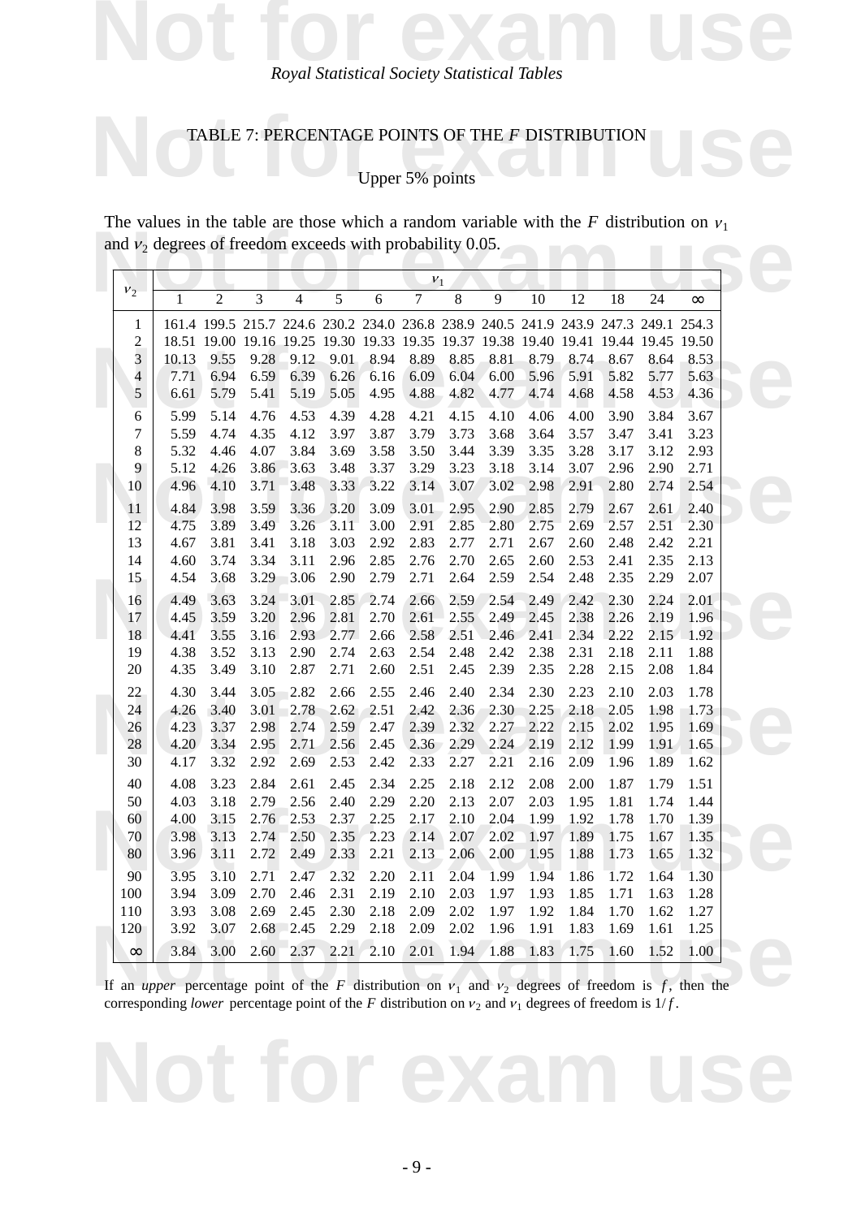Royal Statistical Society Statistical Tables

## TABLE 7: PERCENTAGE POINTS OF THE $F$ DISTRIBUTION

### Upper 5% points

The values in the table are those which a random variable with the $F$ distribution on $\nu_1$ and $\nu_2$ degrees of freedom exceeds with probability 0.05.

| $\nu_2$ \ $\nu_1$ | 1 | 2 | 3 | 4 | 5 | 6 | 7 | 8 | 9 | 10 | 12 | 18 | 24 | $\infty$ |
|---|---|---|---|---|---|---|---|---|---|---|---|---|---|---|
| 1 | 161.4 | 199.5 | 215.7 | 224.6 | 230.2 | 234.0 | 236.8 | 238.9 | 240.5 | 241.9 | 243.9 | 247.3 | 249.1 | 254.3 |
| 2 | 18.51 | 19.00 | 19.16 | 19.25 | 19.30 | 19.33 | 19.35 | 19.37 | 19.38 | 19.40 | 19.41 | 19.44 | 19.45 | 19.50 |
| 3 | 10.13 | 9.55 | 9.28 | 9.12 | 9.01 | 8.94 | 8.89 | 8.85 | 8.81 | 8.79 | 8.74 | 8.67 | 8.64 | 8.53 |
| 4 | 7.71 | 6.94 | 6.59 | 6.39 | 6.26 | 6.16 | 6.09 | 6.04 | 6.00 | 5.96 | 5.91 | 5.82 | 5.77 | 5.63 |
| 5 | 6.61 | 5.79 | 5.41 | 5.19 | 5.05 | 4.95 | 4.88 | 4.82 | 4.77 | 4.74 | 4.68 | 4.58 | 4.53 | 4.36 |
| 6 | 5.99 | 5.14 | 4.76 | 4.53 | 4.39 | 4.28 | 4.21 | 4.15 | 4.10 | 4.06 | 4.00 | 3.90 | 3.84 | 3.67 |
| 7 | 5.59 | 4.74 | 4.35 | 4.12 | 3.97 | 3.87 | 3.79 | 3.73 | 3.68 | 3.64 | 3.57 | 3.47 | 3.41 | 3.23 |
| 8 | 5.32 | 4.46 | 4.07 | 3.84 | 3.69 | 3.58 | 3.50 | 3.44 | 3.39 | 3.35 | 3.28 | 3.17 | 3.12 | 2.93 |
| 9 | 5.12 | 4.26 | 3.86 | 3.63 | 3.48 | 3.37 | 3.29 | 3.23 | 3.18 | 3.14 | 3.07 | 2.96 | 2.90 | 2.71 |
| 10 | 4.96 | 4.10 | 3.71 | 3.48 | 3.33 | 3.22 | 3.14 | 3.07 | 3.02 | 2.98 | 2.91 | 2.80 | 2.74 | 2.54 |
| 11 | 4.84 | 3.98 | 3.59 | 3.36 | 3.20 | 3.09 | 3.01 | 2.95 | 2.90 | 2.85 | 2.79 | 2.67 | 2.61 | 2.40 |
| 12 | 4.75 | 3.89 | 3.49 | 3.26 | 3.11 | 3.00 | 2.91 | 2.85 | 2.80 | 2.75 | 2.69 | 2.57 | 2.51 | 2.30 |
| 13 | 4.67 | 3.81 | 3.41 | 3.18 | 3.03 | 2.92 | 2.83 | 2.77 | 2.71 | 2.67 | 2.60 | 2.48 | 2.42 | 2.21 |
| 14 | 4.60 | 3.74 | 3.34 | 3.11 | 2.96 | 2.85 | 2.76 | 2.70 | 2.65 | 2.60 | 2.53 | 2.41 | 2.35 | 2.13 |
| 15 | 4.54 | 3.68 | 3.29 | 3.06 | 2.90 | 2.79 | 2.71 | 2.64 | 2.59 | 2.54 | 2.48 | 2.35 | 2.29 | 2.07 |
| 16 | 4.49 | 3.63 | 3.24 | 3.01 | 2.85 | 2.74 | 2.66 | 2.59 | 2.54 | 2.49 | 2.42 | 2.30 | 2.24 | 2.01 |
| 17 | 4.45 | 3.59 | 3.20 | 2.96 | 2.81 | 2.70 | 2.61 | 2.55 | 2.49 | 2.45 | 2.38 | 2.26 | 2.19 | 1.96 |
| 18 | 4.41 | 3.55 | 3.16 | 2.93 | 2.77 | 2.66 | 2.58 | 2.51 | 2.46 | 2.41 | 2.34 | 2.22 | 2.15 | 1.92 |
| 19 | 4.38 | 3.52 | 3.13 | 2.90 | 2.74 | 2.63 | 2.54 | 2.48 | 2.42 | 2.38 | 2.31 | 2.18 | 2.11 | 1.88 |
| 20 | 4.35 | 3.49 | 3.10 | 2.87 | 2.71 | 2.60 | 2.51 | 2.45 | 2.39 | 2.35 | 2.28 | 2.15 | 2.08 | 1.84 |
| 22 | 4.30 | 3.44 | 3.05 | 2.82 | 2.66 | 2.55 | 2.46 | 2.40 | 2.34 | 2.30 | 2.23 | 2.10 | 2.03 | 1.78 |
| 24 | 4.26 | 3.40 | 3.01 | 2.78 | 2.62 | 2.51 | 2.42 | 2.36 | 2.30 | 2.25 | 2.18 | 2.05 | 1.98 | 1.73 |
| 26 | 4.23 | 3.37 | 2.98 | 2.74 | 2.59 | 2.47 | 2.39 | 2.32 | 2.27 | 2.22 | 2.15 | 2.02 | 1.95 | 1.69 |
| 28 | 4.20 | 3.34 | 2.95 | 2.71 | 2.56 | 2.45 | 2.36 | 2.29 | 2.24 | 2.19 | 2.12 | 1.99 | 1.91 | 1.65 |
| 30 | 4.17 | 3.32 | 2.92 | 2.69 | 2.53 | 2.42 | 2.33 | 2.27 | 2.21 | 2.16 | 2.09 | 1.96 | 1.89 | 1.62 |
| 40 | 4.08 | 3.23 | 2.84 | 2.61 | 2.45 | 2.34 | 2.25 | 2.18 | 2.12 | 2.08 | 2.00 | 1.87 | 1.79 | 1.51 |
| 50 | 4.03 | 3.18 | 2.79 | 2.56 | 2.40 | 2.29 | 2.20 | 2.13 | 2.07 | 2.03 | 1.95 | 1.81 | 1.74 | 1.44 |
| 60 | 4.00 | 3.15 | 2.76 | 2.53 | 2.37 | 2.25 | 2.17 | 2.10 | 2.04 | 1.99 | 1.92 | 1.78 | 1.70 | 1.39 |
| 70 | 3.98 | 3.13 | 2.74 | 2.50 | 2.35 | 2.23 | 2.14 | 2.07 | 2.02 | 1.97 | 1.89 | 1.75 | 1.67 | 1.35 |
| 80 | 3.96 | 3.11 | 2.72 | 2.49 | 2.33 | 2.21 | 2.13 | 2.06 | 2.00 | 1.95 | 1.88 | 1.73 | 1.65 | 1.32 |
| 90 | 3.95 | 3.10 | 2.71 | 2.47 | 2.32 | 2.20 | 2.11 | 2.04 | 1.99 | 1.94 | 1.86 | 1.72 | 1.64 | 1.30 |
| 100 | 3.94 | 3.09 | 2.70 | 2.46 | 2.31 | 2.19 | 2.10 | 2.03 | 1.97 | 1.93 | 1.85 | 1.71 | 1.63 | 1.28 |
| 110 | 3.93 | 3.08 | 2.69 | 2.45 | 2.30 | 2.18 | 2.09 | 2.02 | 1.97 | 1.92 | 1.84 | 1.70 | 1.62 | 1.27 |
| 120 | 3.92 | 3.07 | 2.68 | 2.45 | 2.29 | 2.18 | 2.09 | 2.02 | 1.96 | 1.91 | 1.83 | 1.69 | 1.61 | 1.25 |
| $\infty$ | 3.84 | 3.00 | 2.60 | 2.37 | 2.21 | 2.10 | 2.01 | 1.94 | 1.88 | 1.83 | 1.75 | 1.60 | 1.52 | 1.00 |

If an *upper* percentage point of the $F$ distribution on $\nu_1$ and $\nu_2$ degrees of freedom is $f$, then the corresponding *lower* percentage point of the $F$ distribution on $\nu_2$ and $\nu_1$ degrees of freedom is $1/f$.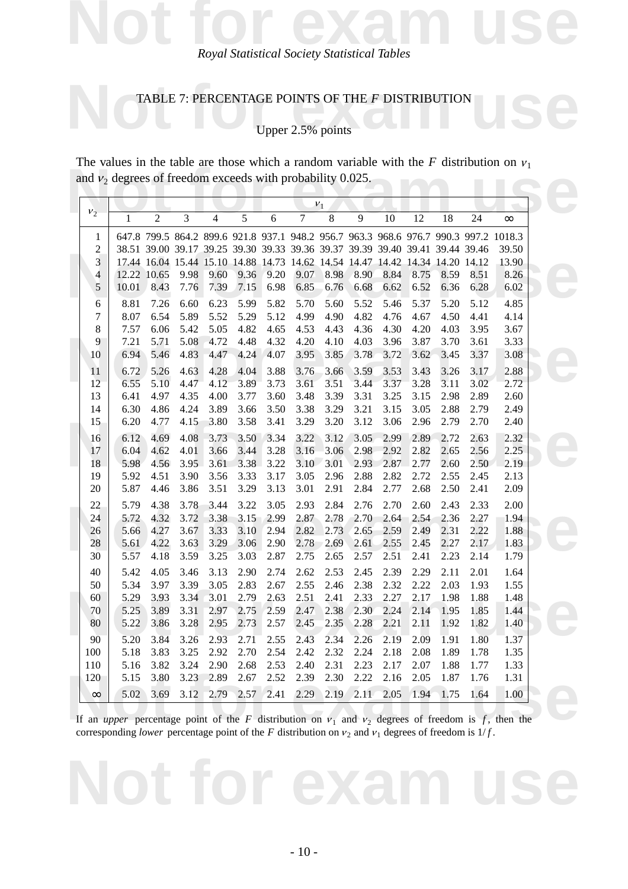# TABLE 7: PERCENTAGE POINTS OF THE $F$ DISTRIBUTION

## Upper 2.5% points

The values in the table are those which a random variable with the $F$ distribution on $\nu_1$ and $\nu_2$ degrees of freedom exceeds with probability 0.025.

| $\nu_2$ \ $\nu_1$ | 1 | 2 | 3 | 4 | 5 | 6 | 7 | 8 | 9 | 10 | 12 | 18 | 24 | $\infty$ |
|---|---|---|---|---|---|---|---|---|---|---|---|---|---|---|
| 1 | 647.8 | 799.5 | 864.2 | 899.6 | 921.8 | 937.1 | 948.2 | 956.7 | 963.3 | 968.6 | 976.7 | 990.3 | 997.2 | 1018.3 |
| 2 | 38.51 | 39.00 | 39.17 | 39.25 | 39.30 | 39.33 | 39.36 | 39.37 | 39.39 | 39.40 | 39.41 | 39.44 | 39.46 | 39.50 |
| 3 | 17.44 | 16.04 | 15.44 | 15.10 | 14.88 | 14.73 | 14.62 | 14.54 | 14.47 | 14.42 | 14.34 | 14.20 | 14.12 | 13.90 |
| 4 | 12.22 | 10.65 | 9.98 | 9.60 | 9.36 | 9.20 | 9.07 | 8.98 | 8.90 | 8.84 | 8.75 | 8.59 | 8.51 | 8.26 |
| 5 | 10.01 | 8.43 | 7.76 | 7.39 | 7.15 | 6.98 | 6.85 | 6.76 | 6.68 | 6.62 | 6.52 | 6.36 | 6.28 | 6.02 |
| 6 | 8.81 | 7.26 | 6.60 | 6.23 | 5.99 | 5.82 | 5.70 | 5.60 | 5.52 | 5.46 | 5.37 | 5.20 | 5.12 | 4.85 |
| 7 | 8.07 | 6.54 | 5.89 | 5.52 | 5.29 | 5.12 | 4.99 | 4.90 | 4.82 | 4.76 | 4.67 | 4.50 | 4.41 | 4.14 |
| 8 | 7.57 | 6.06 | 5.42 | 5.05 | 4.82 | 4.65 | 4.53 | 4.43 | 4.36 | 4.30 | 4.20 | 4.03 | 3.95 | 3.67 |
| 9 | 7.21 | 5.71 | 5.08 | 4.72 | 4.48 | 4.32 | 4.20 | 4.10 | 4.03 | 3.96 | 3.87 | 3.70 | 3.61 | 3.33 |
| 10 | 6.94 | 5.46 | 4.83 | 4.47 | 4.24 | 4.07 | 3.95 | 3.85 | 3.78 | 3.72 | 3.62 | 3.45 | 3.37 | 3.08 |
| 11 | 6.72 | 5.26 | 4.63 | 4.28 | 4.04 | 3.88 | 3.76 | 3.66 | 3.59 | 3.53 | 3.43 | 3.26 | 3.17 | 2.88 |
| 12 | 6.55 | 5.10 | 4.47 | 4.12 | 3.89 | 3.73 | 3.61 | 3.51 | 3.44 | 3.37 | 3.28 | 3.11 | 3.02 | 2.72 |
| 13 | 6.41 | 4.97 | 4.35 | 4.00 | 3.77 | 3.60 | 3.48 | 3.39 | 3.31 | 3.25 | 3.15 | 2.98 | 2.89 | 2.60 |
| 14 | 6.30 | 4.86 | 4.24 | 3.89 | 3.66 | 3.50 | 3.38 | 3.29 | 3.21 | 3.15 | 3.05 | 2.88 | 2.79 | 2.49 |
| 15 | 6.20 | 4.77 | 4.15 | 3.80 | 3.58 | 3.41 | 3.29 | 3.20 | 3.12 | 3.06 | 2.96 | 2.79 | 2.70 | 2.40 |
| 16 | 6.12 | 4.69 | 4.08 | 3.73 | 3.50 | 3.34 | 3.22 | 3.12 | 3.05 | 2.99 | 2.89 | 2.72 | 2.63 | 2.32 |
| 17 | 6.04 | 4.62 | 4.01 | 3.66 | 3.44 | 3.28 | 3.16 | 3.06 | 2.98 | 2.92 | 2.82 | 2.65 | 2.56 | 2.25 |
| 18 | 5.98 | 4.56 | 3.95 | 3.61 | 3.38 | 3.22 | 3.10 | 3.01 | 2.93 | 2.87 | 2.77 | 2.60 | 2.50 | 2.19 |
| 19 | 5.92 | 4.51 | 3.90 | 3.56 | 3.33 | 3.17 | 3.05 | 2.96 | 2.88 | 2.82 | 2.72 | 2.55 | 2.45 | 2.13 |
| 20 | 5.87 | 4.46 | 3.86 | 3.51 | 3.29 | 3.13 | 3.01 | 2.91 | 2.84 | 2.77 | 2.68 | 2.50 | 2.41 | 2.09 |
| 22 | 5.79 | 4.38 | 3.78 | 3.44 | 3.22 | 3.05 | 2.93 | 2.84 | 2.76 | 2.70 | 2.60 | 2.43 | 2.33 | 2.00 |
| 24 | 5.72 | 4.32 | 3.72 | 3.38 | 3.15 | 2.99 | 2.87 | 2.78 | 2.70 | 2.64 | 2.54 | 2.36 | 2.27 | 1.94 |
| 26 | 5.66 | 4.27 | 3.67 | 3.33 | 3.10 | 2.94 | 2.82 | 2.73 | 2.65 | 2.59 | 2.49 | 2.31 | 2.22 | 1.88 |
| 28 | 5.61 | 4.22 | 3.63 | 3.29 | 3.06 | 2.90 | 2.78 | 2.69 | 2.61 | 2.55 | 2.45 | 2.27 | 2.17 | 1.83 |
| 30 | 5.57 | 4.18 | 3.59 | 3.25 | 3.03 | 2.87 | 2.75 | 2.65 | 2.57 | 2.51 | 2.41 | 2.23 | 2.14 | 1.79 |
| 40 | 5.42 | 4.05 | 3.46 | 3.13 | 2.90 | 2.74 | 2.62 | 2.53 | 2.45 | 2.39 | 2.29 | 2.11 | 2.01 | 1.64 |
| 50 | 5.34 | 3.97 | 3.39 | 3.05 | 2.83 | 2.67 | 2.55 | 2.46 | 2.38 | 2.32 | 2.22 | 2.03 | 1.93 | 1.55 |
| 60 | 5.29 | 3.93 | 3.34 | 3.01 | 2.79 | 2.63 | 2.51 | 2.41 | 2.33 | 2.27 | 2.17 | 1.98 | 1.88 | 1.48 |
| 70 | 5.25 | 3.89 | 3.31 | 2.97 | 2.75 | 2.59 | 2.47 | 2.38 | 2.30 | 2.24 | 2.14 | 1.95 | 1.85 | 1.44 |
| 80 | 5.22 | 3.86 | 3.28 | 2.95 | 2.73 | 2.57 | 2.45 | 2.35 | 2.28 | 2.21 | 2.11 | 1.92 | 1.82 | 1.40 |
| 90 | 5.20 | 3.84 | 3.26 | 2.93 | 2.71 | 2.55 | 2.43 | 2.34 | 2.26 | 2.19 | 2.09 | 1.91 | 1.80 | 1.37 |
| 100 | 5.18 | 3.83 | 3.25 | 2.92 | 2.70 | 2.54 | 2.42 | 2.32 | 2.24 | 2.18 | 2.08 | 1.89 | 1.78 | 1.35 |
| 110 | 5.16 | 3.82 | 3.24 | 2.90 | 2.68 | 2.53 | 2.40 | 2.31 | 2.23 | 2.17 | 2.07 | 1.88 | 1.77 | 1.33 |
| 120 | 5.15 | 3.80 | 3.23 | 2.89 | 2.67 | 2.52 | 2.39 | 2.30 | 2.22 | 2.16 | 2.05 | 1.87 | 1.76 | 1.31 |
| $\infty$ | 5.02 | 3.69 | 3.12 | 2.79 | 2.57 | 2.41 | 2.29 | 2.19 | 2.11 | 2.05 | 1.94 | 1.75 | 1.64 | 1.00 |

If an *upper* percentage point of the $F$ distribution on $\nu_1$ and $\nu_2$ degrees of freedom is $f$, then the corresponding *lower* percentage point of the $F$ distribution on $\nu_2$ and $\nu_1$ degrees of freedom is $1/f$.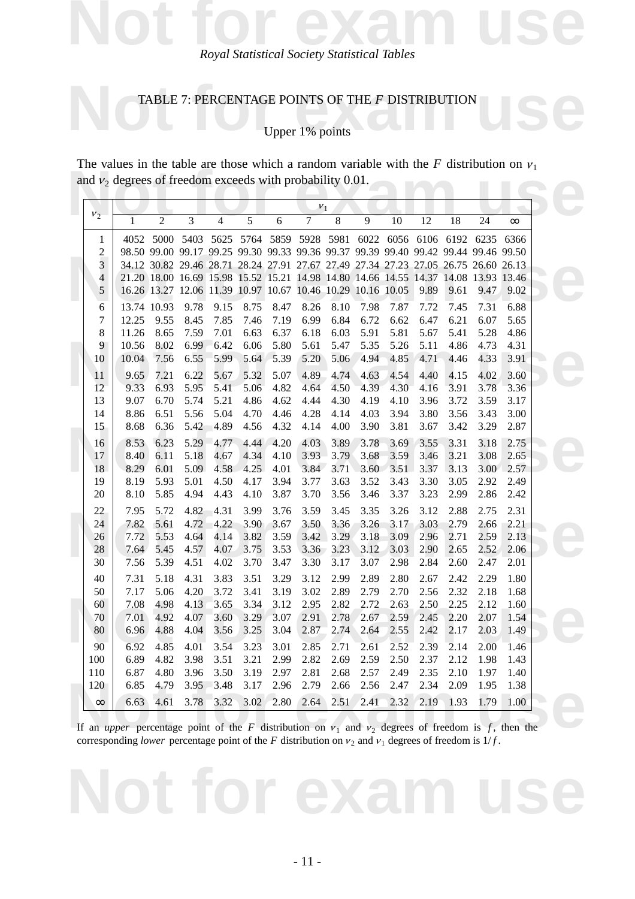# TABLE 7: PERCENTAGE POINTS OF THE $F$ DISTRIBUTION

## Upper 1% points

The values in the table are those which a random variable with the $F$ distribution on $\nu_1$ and $\nu_2$ degrees of freedom exceeds with probability 0.01.

| $\nu_2$ | $\nu_1$ | | | | | | | | | | | | | |
|---|---|---|---|---|---|---|---|---|---|---|---|---|---|---|
| | 1 | 2 | 3 | 4 | 5 | 6 | 7 | 8 | 9 | 10 | 12 | 18 | 24 | $\infty$ |
| 1 | 4052 | 5000 | 5403 | 5625 | 5764 | 5859 | 5928 | 5981 | 6022 | 6056 | 6106 | 6192 | 6235 | 6366 |
| 2 | 98.50 | 99.00 | 99.17 | 99.25 | 99.30 | 99.33 | 99.36 | 99.37 | 99.39 | 99.40 | 99.42 | 99.44 | 99.46 | 99.50 |
| 3 | 34.12 | 30.82 | 29.46 | 28.71 | 28.24 | 27.91 | 27.67 | 27.49 | 27.34 | 27.23 | 27.05 | 26.75 | 26.60 | 26.13 |
| 4 | 21.20 | 18.00 | 16.69 | 15.98 | 15.52 | 15.21 | 14.98 | 14.80 | 14.66 | 14.55 | 14.37 | 14.08 | 13.93 | 13.46 |
| 5 | 16.26 | 13.27 | 12.06 | 11.39 | 10.97 | 10.67 | 10.46 | 10.29 | 10.16 | 10.05 | 9.89 | 9.61 | 9.47 | 9.02 |
| 6 | 13.74 | 10.93 | 9.78 | 9.15 | 8.75 | 8.47 | 8.26 | 8.10 | 7.98 | 7.87 | 7.72 | 7.45 | 7.31 | 6.88 |
| 7 | 12.25 | 9.55 | 8.45 | 7.85 | 7.46 | 7.19 | 6.99 | 6.84 | 6.72 | 6.62 | 6.47 | 6.21 | 6.07 | 5.65 |
| 8 | 11.26 | 8.65 | 7.59 | 7.01 | 6.63 | 6.37 | 6.18 | 6.03 | 5.91 | 5.81 | 5.67 | 5.41 | 5.28 | 4.86 |
| 9 | 10.56 | 8.02 | 6.99 | 6.42 | 6.06 | 5.80 | 5.61 | 5.47 | 5.35 | 5.26 | 5.11 | 4.86 | 4.73 | 4.31 |
| 10 | 10.04 | 7.56 | 6.55 | 5.99 | 5.64 | 5.39 | 5.20 | 5.06 | 4.94 | 4.85 | 4.71 | 4.46 | 4.33 | 3.91 |
| 11 | 9.65 | 7.21 | 6.22 | 5.67 | 5.32 | 5.07 | 4.89 | 4.74 | 4.63 | 4.54 | 4.40 | 4.15 | 4.02 | 3.60 |
| 12 | 9.33 | 6.93 | 5.95 | 5.41 | 5.06 | 4.82 | 4.64 | 4.50 | 4.39 | 4.30 | 4.16 | 3.91 | 3.78 | 3.36 |
| 13 | 9.07 | 6.70 | 5.74 | 5.21 | 4.86 | 4.62 | 4.44 | 4.30 | 4.19 | 4.10 | 3.96 | 3.72 | 3.59 | 3.17 |
| 14 | 8.86 | 6.51 | 5.56 | 5.04 | 4.70 | 4.46 | 4.28 | 4.14 | 4.03 | 3.94 | 3.80 | 3.56 | 3.43 | 3.00 |
| 15 | 8.68 | 6.36 | 5.42 | 4.89 | 4.56 | 4.32 | 4.14 | 4.00 | 3.90 | 3.81 | 3.67 | 3.42 | 3.29 | 2.87 |
| 16 | 8.53 | 6.23 | 5.29 | 4.77 | 4.44 | 4.20 | 4.03 | 3.89 | 3.78 | 3.69 | 3.55 | 3.31 | 3.18 | 2.75 |
| 17 | 8.40 | 6.11 | 5.18 | 4.67 | 4.34 | 4.10 | 3.93 | 3.79 | 3.68 | 3.59 | 3.46 | 3.21 | 3.08 | 2.65 |
| 18 | 8.29 | 6.01 | 5.09 | 4.58 | 4.25 | 4.01 | 3.84 | 3.71 | 3.60 | 3.51 | 3.37 | 3.13 | 3.00 | 2.57 |
| 19 | 8.19 | 5.93 | 5.01 | 4.50 | 4.17 | 3.94 | 3.77 | 3.63 | 3.52 | 3.43 | 3.30 | 3.05 | 2.92 | 2.49 |
| 20 | 8.10 | 5.85 | 4.94 | 4.43 | 4.10 | 3.87 | 3.70 | 3.56 | 3.46 | 3.37 | 3.23 | 2.99 | 2.86 | 2.42 |
| 22 | 7.95 | 5.72 | 4.82 | 4.31 | 3.99 | 3.76 | 3.59 | 3.45 | 3.35 | 3.26 | 3.12 | 2.88 | 2.75 | 2.31 |
| 24 | 7.82 | 5.61 | 4.72 | 4.22 | 3.90 | 3.67 | 3.50 | 3.36 | 3.26 | 3.17 | 3.03 | 2.79 | 2.66 | 2.21 |
| 26 | 7.72 | 5.53 | 4.64 | 4.14 | 3.82 | 3.59 | 3.42 | 3.29 | 3.18 | 3.09 | 2.96 | 2.71 | 2.59 | 2.13 |
| 28 | 7.64 | 5.45 | 4.57 | 4.07 | 3.75 | 3.53 | 3.36 | 3.23 | 3.12 | 3.03 | 2.90 | 2.65 | 2.52 | 2.06 |
| 30 | 7.56 | 5.39 | 4.51 | 4.02 | 3.70 | 3.47 | 3.30 | 3.17 | 3.07 | 2.98 | 2.84 | 2.60 | 2.47 | 2.01 |
| 40 | 7.31 | 5.18 | 4.31 | 3.83 | 3.51 | 3.29 | 3.12 | 2.99 | 2.89 | 2.80 | 2.67 | 2.42 | 2.29 | 1.80 |
| 50 | 7.17 | 5.06 | 4.20 | 3.72 | 3.41 | 3.19 | 3.02 | 2.89 | 2.79 | 2.70 | 2.56 | 2.32 | 2.18 | 1.68 |
| 60 | 7.08 | 4.98 | 4.13 | 3.65 | 3.34 | 3.12 | 2.95 | 2.82 | 2.72 | 2.63 | 2.50 | 2.25 | 2.12 | 1.60 |
| 70 | 7.01 | 4.92 | 4.07 | 3.60 | 3.29 | 3.07 | 2.91 | 2.78 | 2.67 | 2.59 | 2.45 | 2.20 | 2.07 | 1.54 |
| 80 | 6.96 | 4.88 | 4.04 | 3.56 | 3.25 | 3.04 | 2.87 | 2.74 | 2.64 | 2.55 | 2.42 | 2.17 | 2.03 | 1.49 |
| 90 | 6.92 | 4.85 | 4.01 | 3.54 | 3.23 | 3.01 | 2.85 | 2.71 | 2.61 | 2.52 | 2.39 | 2.14 | 2.00 | 1.46 |
| 100 | 6.89 | 4.82 | 3.98 | 3.51 | 3.21 | 2.99 | 2.82 | 2.69 | 2.59 | 2.50 | 2.37 | 2.12 | 1.98 | 1.43 |
| 110 | 6.87 | 4.80 | 3.96 | 3.50 | 3.19 | 2.97 | 2.81 | 2.68 | 2.57 | 2.49 | 2.35 | 2.10 | 1.97 | 1.40 |
| 120 | 6.85 | 4.79 | 3.95 | 3.48 | 3.17 | 2.96 | 2.79 | 2.66 | 2.56 | 2.47 | 2.34 | 2.09 | 1.95 | 1.38 |
| $\infty$ | 6.63 | 4.61 | 3.78 | 3.32 | 3.02 | 2.80 | 2.64 | 2.51 | 2.41 | 2.32 | 2.19 | 1.93 | 1.79 | 1.00 |

If an *upper* percentage point of the $F$ distribution on $\nu_1$ and $\nu_2$ degrees of freedom is $f$, then the corresponding *lower* percentage point of the $F$ distribution on $\nu_2$ and $\nu_1$ degrees of freedom is $1/f$.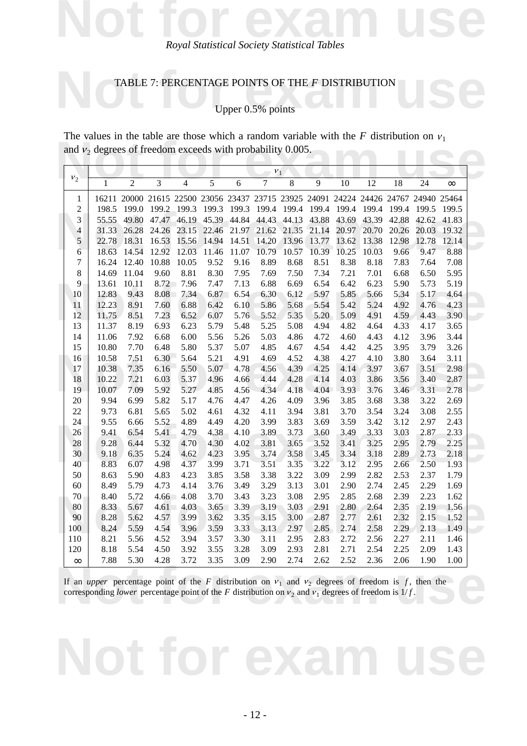# TABLE 7: PERCENTAGE POINTS OF THE $F$ DISTRIBUTION

## Upper 0.5% points

The values in the table are those which a random variable with the $F$ distribution on $\nu_1$ and $\nu_2$ degrees of freedom exceeds with probability 0.005.

| $\nu_2$ | $\nu_1$ = 1 | 2 | 3 | 4 | 5 | 6 | 7 | 8 | 9 | 10 | 12 | 18 | 24 | $\infty$ |
|---|---|---|---|---|---|---|---|---|---|---|---|---|---|---|
| 1 | 16211 | 20000 | 21615 | 22500 | 23056 | 23437 | 23715 | 23925 | 24091 | 24224 | 24426 | 24767 | 24940 | 25464 |
| 2 | 198.5 | 199.0 | 199.2 | 199.3 | 199.3 | 199.3 | 199.4 | 199.4 | 199.4 | 199.4 | 199.4 | 199.4 | 199.5 | 199.5 |
| 3 | 55.55 | 49.80 | 47.47 | 46.19 | 45.39 | 44.84 | 44.43 | 44.13 | 43.88 | 43.69 | 43.39 | 42.88 | 42.62 | 41.83 |
| 4 | 31.33 | 26.28 | 24.26 | 23.15 | 22.46 | 21.97 | 21.62 | 21.35 | 21.14 | 20.97 | 20.70 | 20.26 | 20.03 | 19.32 |
| 5 | 22.78 | 18.31 | 16.53 | 15.56 | 14.94 | 14.51 | 14.20 | 13.96 | 13.77 | 13.62 | 13.38 | 12.98 | 12.78 | 12.14 |
| 6 | 18.63 | 14.54 | 12.92 | 12.03 | 11.46 | 11.07 | 10.79 | 10.57 | 10.39 | 10.25 | 10.03 | 9.66 | 9.47 | 8.88 |
| 7 | 16.24 | 12.40 | 10.88 | 10.05 | 9.52 | 9.16 | 8.89 | 8.68 | 8.51 | 8.38 | 8.18 | 7.83 | 7.64 | 7.08 |
| 8 | 14.69 | 11.04 | 9.60 | 8.81 | 8.30 | 7.95 | 7.69 | 7.50 | 7.34 | 7.21 | 7.01 | 6.68 | 6.50 | 5.95 |
| 9 | 13.61 | 10.11 | 8.72 | 7.96 | 7.47 | 7.13 | 6.88 | 6.69 | 6.54 | 6.42 | 6.23 | 5.90 | 5.73 | 5.19 |
| 10 | 12.83 | 9.43 | 8.08 | 7.34 | 6.87 | 6.54 | 6.30 | 6.12 | 5.97 | 5.85 | 5.66 | 5.34 | 5.17 | 4.64 |
| 11 | 12.23 | 8.91 | 7.60 | 6.88 | 6.42 | 6.10 | 5.86 | 5.68 | 5.54 | 5.42 | 5.24 | 4.92 | 4.76 | 4.23 |
| 12 | 11.75 | 8.51 | 7.23 | 6.52 | 6.07 | 5.76 | 5.52 | 5.35 | 5.20 | 5.09 | 4.91 | 4.59 | 4.43 | 3.90 |
| 13 | 11.37 | 8.19 | 6.93 | 6.23 | 5.79 | 5.48 | 5.25 | 5.08 | 4.94 | 4.82 | 4.64 | 4.33 | 4.17 | 3.65 |
| 14 | 11.06 | 7.92 | 6.68 | 6.00 | 5.56 | 5.26 | 5.03 | 4.86 | 4.72 | 4.60 | 4.43 | 4.12 | 3.96 | 3.44 |
| 15 | 10.80 | 7.70 | 6.48 | 5.80 | 5.37 | 5.07 | 4.85 | 4.67 | 4.54 | 4.42 | 4.25 | 3.95 | 3.79 | 3.26 |
| 16 | 10.58 | 7.51 | 6.30 | 5.64 | 5.21 | 4.91 | 4.69 | 4.52 | 4.38 | 4.27 | 4.10 | 3.80 | 3.64 | 3.11 |
| 17 | 10.38 | 7.35 | 6.16 | 5.50 | 5.07 | 4.78 | 4.56 | 4.39 | 4.25 | 4.14 | 3.97 | 3.67 | 3.51 | 2.98 |
| 18 | 10.22 | 7.21 | 6.03 | 5.37 | 4.96 | 4.66 | 4.44 | 4.28 | 4.14 | 4.03 | 3.86 | 3.56 | 3.40 | 2.87 |
| 19 | 10.07 | 7.09 | 5.92 | 5.27 | 4.85 | 4.56 | 4.34 | 4.18 | 4.04 | 3.93 | 3.76 | 3.46 | 3.31 | 2.78 |
| 20 | 9.94 | 6.99 | 5.82 | 5.17 | 4.76 | 4.47 | 4.26 | 4.09 | 3.96 | 3.85 | 3.68 | 3.38 | 3.22 | 2.69 |
| 22 | 9.73 | 6.81 | 5.65 | 5.02 | 4.61 | 4.32 | 4.11 | 3.94 | 3.81 | 3.70 | 3.54 | 3.24 | 3.08 | 2.55 |
| 24 | 9.55 | 6.66 | 5.52 | 4.89 | 4.49 | 4.20 | 3.99 | 3.83 | 3.69 | 3.59 | 3.42 | 3.12 | 2.97 | 2.43 |
| 26 | 9.41 | 6.54 | 5.41 | 4.79 | 4.38 | 4.10 | 3.89 | 3.73 | 3.60 | 3.49 | 3.33 | 3.03 | 2.87 | 2.33 |
| 28 | 9.28 | 6.44 | 5.32 | 4.70 | 4.30 | 4.02 | 3.81 | 3.65 | 3.52 | 3.41 | 3.25 | 2.95 | 2.79 | 2.25 |
| 30 | 9.18 | 6.35 | 5.24 | 4.62 | 4.23 | 3.95 | 3.74 | 3.58 | 3.45 | 3.34 | 3.18 | 2.89 | 2.73 | 2.18 |
| 40 | 8.83 | 6.07 | 4.98 | 4.37 | 3.99 | 3.71 | 3.51 | 3.35 | 3.22 | 3.12 | 2.95 | 2.66 | 2.50 | 1.93 |
| 50 | 8.63 | 5.90 | 4.83 | 4.23 | 3.85 | 3.58 | 3.38 | 3.22 | 3.09 | 2.99 | 2.82 | 2.53 | 2.37 | 1.79 |
| 60 | 8.49 | 5.79 | 4.73 | 4.14 | 3.76 | 3.49 | 3.29 | 3.13 | 3.01 | 2.90 | 2.74 | 2.45 | 2.29 | 1.69 |
| 70 | 8.40 | 5.72 | 4.66 | 4.08 | 3.70 | 3.43 | 3.23 | 3.08 | 2.95 | 2.85 | 2.68 | 2.39 | 2.23 | 1.62 |
| 80 | 8.33 | 5.67 | 4.61 | 4.03 | 3.65 | 3.39 | 3.19 | 3.03 | 2.91 | 2.80 | 2.64 | 2.35 | 2.19 | 1.56 |
| 90 | 8.28 | 5.62 | 4.57 | 3.99 | 3.62 | 3.35 | 3.15 | 3.00 | 2.87 | 2.77 | 2.61 | 2.32 | 2.15 | 1.52 |
| 100 | 8.24 | 5.59 | 4.54 | 3.96 | 3.59 | 3.33 | 3.13 | 2.97 | 2.85 | 2.74 | 2.58 | 2.29 | 2.13 | 1.49 |
| 110 | 8.21 | 5.56 | 4.52 | 3.94 | 3.57 | 3.30 | 3.11 | 2.95 | 2.83 | 2.72 | 2.56 | 2.27 | 2.11 | 1.46 |
| 120 | 8.18 | 5.54 | 4.50 | 3.92 | 3.55 | 3.28 | 3.09 | 2.93 | 2.81 | 2.71 | 2.54 | 2.25 | 2.09 | 1.43 |
| $\infty$ | 7.88 | 5.30 | 4.28 | 3.72 | 3.35 | 3.09 | 2.90 | 2.74 | 2.62 | 2.52 | 2.36 | 2.06 | 1.90 | 1.00 |

If an *upper* percentage point of the $F$ distribution on $\nu_1$ and $\nu_2$ degrees of freedom is $f$, then the corresponding *lower* percentage point of the $F$ distribution on $\nu_2$ and $\nu_1$ degrees of freedom is $1/f$.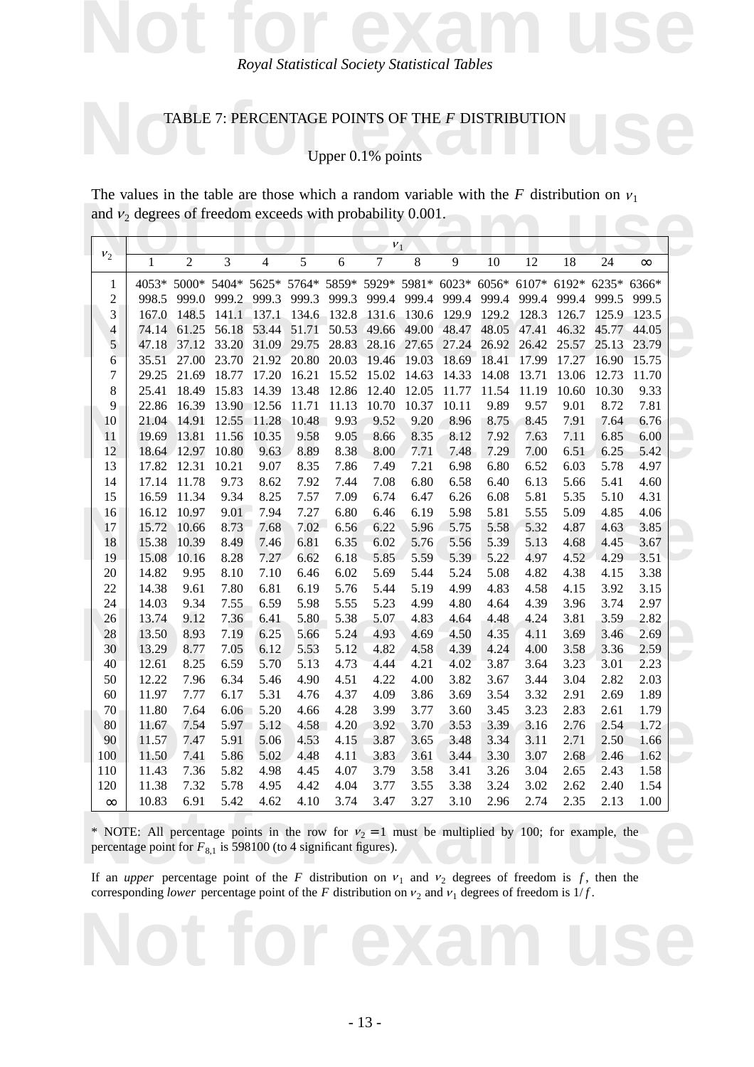*Royal Statistical Society Statistical Tables*

# TABLE 7: PERCENTAGE POINTS OF THE $F$ DISTRIBUTION

## Upper 0.1% points

The values in the table are those which a random variable with the $F$ distribution on $\nu_1$ and $\nu_2$ degrees of freedom exceeds with probability 0.001.

| $\nu_2$ | $\nu_1$ | | | | | | | | | | | | | |
|---|---|---|---|---|---|---|---|---|---|---|---|---|---|---|
| | 1 | 2 | 3 | 4 | 5 | 6 | 7 | 8 | 9 | 10 | 12 | 18 | 24 | $\infty$ |
| 1 | 4053* | 5000* | 5404* | 5625* | 5764* | 5859* | 5929* | 5981* | 6023* | 6056* | 6107* | 6192* | 6235* | 6366* |
| 2 | 998.5 | 999.0 | 999.2 | 999.3 | 999.3 | 999.3 | 999.4 | 999.4 | 999.4 | 999.4 | 999.4 | 999.4 | 999.5 | 999.5 |
| 3 | 167.0 | 148.5 | 141.1 | 137.1 | 134.6 | 132.8 | 131.6 | 130.6 | 129.9 | 129.2 | 128.3 | 126.7 | 125.9 | 123.5 |
| 4 | 74.14 | 61.25 | 56.18 | 53.44 | 51.71 | 50.53 | 49.66 | 49.00 | 48.47 | 48.05 | 47.41 | 46.32 | 45.77 | 44.05 |
| 5 | 47.18 | 37.12 | 33.20 | 31.09 | 29.75 | 28.83 | 28.16 | 27.65 | 27.24 | 26.92 | 26.42 | 25.57 | 25.13 | 23.79 |
| 6 | 35.51 | 27.00 | 23.70 | 21.92 | 20.80 | 20.03 | 19.46 | 19.03 | 18.69 | 18.41 | 17.99 | 17.27 | 16.90 | 15.75 |
| 7 | 29.25 | 21.69 | 18.77 | 17.20 | 16.21 | 15.52 | 15.02 | 14.63 | 14.33 | 14.08 | 13.71 | 13.06 | 12.73 | 11.70 |
| 8 | 25.41 | 18.49 | 15.83 | 14.39 | 13.48 | 12.86 | 12.40 | 12.05 | 11.77 | 11.54 | 11.19 | 10.60 | 10.30 | 9.33 |
| 9 | 22.86 | 16.39 | 13.90 | 12.56 | 11.71 | 11.13 | 10.70 | 10.37 | 10.11 | 9.89 | 9.57 | 9.01 | 8.72 | 7.81 |
| 10 | 21.04 | 14.91 | 12.55 | 11.28 | 10.48 | 9.93 | 9.52 | 9.20 | 8.96 | 8.75 | 8.45 | 7.91 | 7.64 | 6.76 |
| 11 | 19.69 | 13.81 | 11.56 | 10.35 | 9.58 | 9.05 | 8.66 | 8.35 | 8.12 | 7.92 | 7.63 | 7.11 | 6.85 | 6.00 |
| 12 | 18.64 | 12.97 | 10.80 | 9.63 | 8.89 | 8.38 | 8.00 | 7.71 | 7.48 | 7.29 | 7.00 | 6.51 | 6.25 | 5.42 |
| 13 | 17.82 | 12.31 | 10.21 | 9.07 | 8.35 | 7.86 | 7.49 | 7.21 | 6.98 | 6.80 | 6.52 | 6.03 | 5.78 | 4.97 |
| 14 | 17.14 | 11.78 | 9.73 | 8.62 | 7.92 | 7.44 | 7.08 | 6.80 | 6.58 | 6.40 | 6.13 | 5.66 | 5.41 | 4.60 |
| 15 | 16.59 | 11.34 | 9.34 | 8.25 | 7.57 | 7.09 | 6.74 | 6.47 | 6.26 | 6.08 | 5.81 | 5.35 | 5.10 | 4.31 |
| 16 | 16.12 | 10.97 | 9.01 | 7.94 | 7.27 | 6.80 | 6.46 | 6.19 | 5.98 | 5.81 | 5.55 | 5.09 | 4.85 | 4.06 |
| 17 | 15.72 | 10.66 | 8.73 | 7.68 | 7.02 | 6.56 | 6.22 | 5.96 | 5.75 | 5.58 | 5.32 | 4.87 | 4.63 | 3.85 |
| 18 | 15.38 | 10.39 | 8.49 | 7.46 | 6.81 | 6.35 | 6.02 | 5.76 | 5.56 | 5.39 | 5.13 | 4.68 | 4.45 | 3.67 |
| 19 | 15.08 | 10.16 | 8.28 | 7.27 | 6.62 | 6.18 | 5.85 | 5.59 | 5.39 | 5.22 | 4.97 | 4.52 | 4.29 | 3.51 |
| 20 | 14.82 | 9.95 | 8.10 | 7.10 | 6.46 | 6.02 | 5.69 | 5.44 | 5.24 | 5.08 | 4.82 | 4.38 | 4.15 | 3.38 |
| 22 | 14.38 | 9.61 | 7.80 | 6.81 | 6.19 | 5.76 | 5.44 | 5.19 | 4.99 | 4.83 | 4.58 | 4.15 | 3.92 | 3.15 |
| 24 | 14.03 | 9.34 | 7.55 | 6.59 | 5.98 | 5.55 | 5.23 | 4.99 | 4.80 | 4.64 | 4.39 | 3.96 | 3.74 | 2.97 |
| 26 | 13.74 | 9.12 | 7.36 | 6.41 | 5.80 | 5.38 | 5.07 | 4.83 | 4.64 | 4.48 | 4.24 | 3.81 | 3.59 | 2.82 |
| 28 | 13.50 | 8.93 | 7.19 | 6.25 | 5.66 | 5.24 | 4.93 | 4.69 | 4.50 | 4.35 | 4.11 | 3.69 | 3.46 | 2.69 |
| 30 | 13.29 | 8.77 | 7.05 | 6.12 | 5.53 | 5.12 | 4.82 | 4.58 | 4.39 | 4.24 | 4.00 | 3.58 | 3.36 | 2.59 |
| 40 | 12.61 | 8.25 | 6.59 | 5.70 | 5.13 | 4.73 | 4.44 | 4.21 | 4.02 | 3.87 | 3.64 | 3.23 | 3.01 | 2.23 |
| 50 | 12.22 | 7.96 | 6.34 | 5.46 | 4.90 | 4.51 | 4.22 | 4.00 | 3.82 | 3.67 | 3.44 | 3.04 | 2.82 | 2.03 |
| 60 | 11.97 | 7.77 | 6.17 | 5.31 | 4.76 | 4.37 | 4.09 | 3.86 | 3.69 | 3.54 | 3.32 | 2.91 | 2.69 | 1.89 |
| 70 | 11.80 | 7.64 | 6.06 | 5.20 | 4.66 | 4.28 | 3.99 | 3.77 | 3.60 | 3.45 | 3.23 | 2.83 | 2.61 | 1.79 |
| 80 | 11.67 | 7.54 | 5.97 | 5.12 | 4.58 | 4.20 | 3.92 | 3.70 | 3.53 | 3.39 | 3.16 | 2.76 | 2.54 | 1.72 |
| 90 | 11.57 | 7.47 | 5.91 | 5.06 | 4.53 | 4.15 | 3.87 | 3.65 | 3.48 | 3.34 | 3.11 | 2.71 | 2.50 | 1.66 |
| 100 | 11.50 | 7.41 | 5.86 | 5.02 | 4.48 | 4.11 | 3.83 | 3.61 | 3.44 | 3.30 | 3.07 | 2.68 | 2.46 | 1.62 |
| 110 | 11.43 | 7.36 | 5.82 | 4.98 | 4.45 | 4.07 | 3.79 | 3.58 | 3.41 | 3.26 | 3.04 | 2.65 | 2.43 | 1.58 |
| 120 | 11.38 | 7.32 | 5.78 | 4.95 | 4.42 | 4.04 | 3.77 | 3.55 | 3.38 | 3.24 | 3.02 | 2.62 | 2.40 | 1.54 |
| $\infty$ | 10.83 | 6.91 | 5.42 | 4.62 | 4.10 | 3.74 | 3.47 | 3.27 | 3.10 | 2.96 | 2.74 | 2.35 | 2.13 | 1.00 |

\* NOTE: All percentage points in the row for $\nu_2 = 1$ must be multiplied by 100; for example, the percentage point for $F_{8,1}$ is 598100 (to 4 significant figures).

If an *upper* percentage point of the $F$ distribution on $\nu_1$ and $\nu_2$ degrees of freedom is $f$, then the corresponding *lower* percentage point of the $F$ distribution on $\nu_2$ and $\nu_1$ degrees of freedom is $1/f$.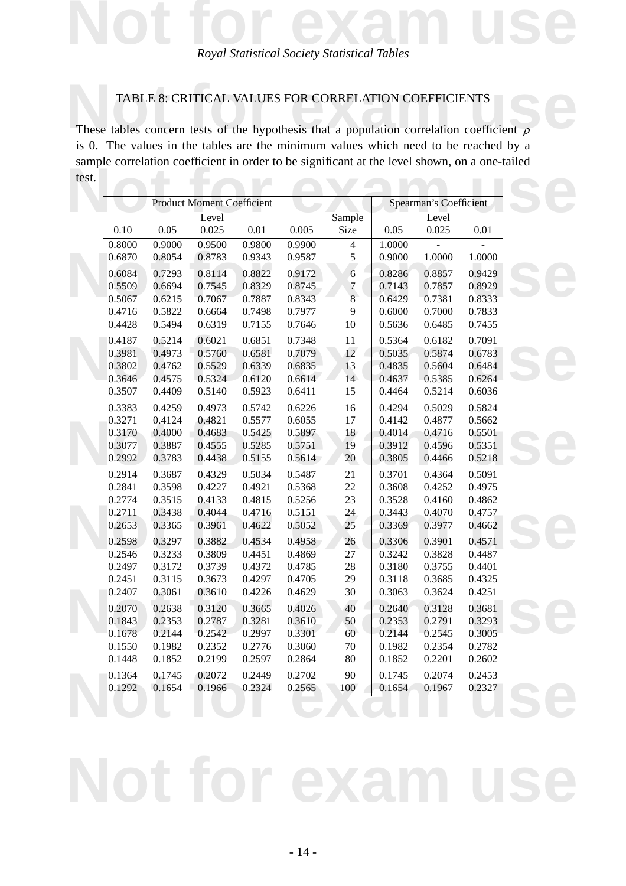*Royal Statistical Society Statistical Tables*

## TABLE 8: CRITICAL VALUES FOR CORRELATION COEFFICIENTS

These tables concern tests of the hypothesis that a population correlation coefficient $\rho$ is 0. The values in the tables are the minimum values which need to be reached by a sample correlation coefficient in order to be significant at the level shown, on a one-tailed test.

| Product Moment Coefficient | | | | | | Spearman's Coefficient | | |
|---|---|---|---|---|---|---|---|---|
| Level | | | | | Sample | Level | | |
| 0.10 | 0.05 | 0.025 | 0.01 | 0.005 | Size | 0.05 | 0.025 | 0.01 |
| 0.8000 | 0.9000 | 0.9500 | 0.9800 | 0.9900 | 4 | 1.0000 | - | - |
| 0.6870 | 0.8054 | 0.8783 | 0.9343 | 0.9587 | 5 | 0.9000 | 1.0000 | 1.0000 |
| 0.6084 | 0.7293 | 0.8114 | 0.8822 | 0.9172 | 6 | 0.8286 | 0.8857 | 0.9429 |
| 0.5509 | 0.6694 | 0.7545 | 0.8329 | 0.8745 | 7 | 0.7143 | 0.7857 | 0.8929 |
| 0.5067 | 0.6215 | 0.7067 | 0.7887 | 0.8343 | 8 | 0.6429 | 0.7381 | 0.8333 |
| 0.4716 | 0.5822 | 0.6664 | 0.7498 | 0.7977 | 9 | 0.6000 | 0.7000 | 0.7833 |
| 0.4428 | 0.5494 | 0.6319 | 0.7155 | 0.7646 | 10 | 0.5636 | 0.6485 | 0.7455 |
| 0.4187 | 0.5214 | 0.6021 | 0.6851 | 0.7348 | 11 | 0.5364 | 0.6182 | 0.7091 |
| 0.3981 | 0.4973 | 0.5760 | 0.6581 | 0.7079 | 12 | 0.5035 | 0.5874 | 0.6783 |
| 0.3802 | 0.4762 | 0.5529 | 0.6339 | 0.6835 | 13 | 0.4835 | 0.5604 | 0.6484 |
| 0.3646 | 0.4575 | 0.5324 | 0.6120 | 0.6614 | 14 | 0.4637 | 0.5385 | 0.6264 |
| 0.3507 | 0.4409 | 0.5140 | 0.5923 | 0.6411 | 15 | 0.4464 | 0.5214 | 0.6036 |
| 0.3383 | 0.4259 | 0.4973 | 0.5742 | 0.6226 | 16 | 0.4294 | 0.5029 | 0.5824 |
| 0.3271 | 0.4124 | 0.4821 | 0.5577 | 0.6055 | 17 | 0.4142 | 0.4877 | 0.5662 |
| 0.3170 | 0.4000 | 0.4683 | 0.5425 | 0.5897 | 18 | 0.4014 | 0.4716 | 0.5501 |
| 0.3077 | 0.3887 | 0.4555 | 0.5285 | 0.5751 | 19 | 0.3912 | 0.4596 | 0.5351 |
| 0.2992 | 0.3783 | 0.4438 | 0.5155 | 0.5614 | 20 | 0.3805 | 0.4466 | 0.5218 |
| 0.2914 | 0.3687 | 0.4329 | 0.5034 | 0.5487 | 21 | 0.3701 | 0.4364 | 0.5091 |
| 0.2841 | 0.3598 | 0.4227 | 0.4921 | 0.5368 | 22 | 0.3608 | 0.4252 | 0.4975 |
| 0.2774 | 0.3515 | 0.4133 | 0.4815 | 0.5256 | 23 | 0.3528 | 0.4160 | 0.4862 |
| 0.2711 | 0.3438 | 0.4044 | 0.4716 | 0.5151 | 24 | 0.3443 | 0.4070 | 0.4757 |
| 0.2653 | 0.3365 | 0.3961 | 0.4622 | 0.5052 | 25 | 0.3369 | 0.3977 | 0.4662 |
| 0.2598 | 0.3297 | 0.3882 | 0.4534 | 0.4958 | 26 | 0.3306 | 0.3901 | 0.4571 |
| 0.2546 | 0.3233 | 0.3809 | 0.4451 | 0.4869 | 27 | 0.3242 | 0.3828 | 0.4487 |
| 0.2497 | 0.3172 | 0.3739 | 0.4372 | 0.4785 | 28 | 0.3180 | 0.3755 | 0.4401 |
| 0.2451 | 0.3115 | 0.3673 | 0.4297 | 0.4705 | 29 | 0.3118 | 0.3685 | 0.4325 |
| 0.2407 | 0.3061 | 0.3610 | 0.4226 | 0.4629 | 30 | 0.3063 | 0.3624 | 0.4251 |
| 0.2070 | 0.2638 | 0.3120 | 0.3665 | 0.4026 | 40 | 0.2640 | 0.3128 | 0.3681 |
| 0.1843 | 0.2353 | 0.2787 | 0.3281 | 0.3610 | 50 | 0.2353 | 0.2791 | 0.3293 |
| 0.1678 | 0.2144 | 0.2542 | 0.2997 | 0.3301 | 60 | 0.2144 | 0.2545 | 0.3005 |
| 0.1550 | 0.1982 | 0.2352 | 0.2776 | 0.3060 | 70 | 0.1982 | 0.2354 | 0.2782 |
| 0.1448 | 0.1852 | 0.2199 | 0.2597 | 0.2864 | 80 | 0.1852 | 0.2201 | 0.2602 |
| 0.1364 | 0.1745 | 0.2072 | 0.2449 | 0.2702 | 90 | 0.1745 | 0.2074 | 0.2453 |
| 0.1292 | 0.1654 | 0.1966 | 0.2324 | 0.2565 | 100 | 0.1654 | 0.1967 | 0.2327 |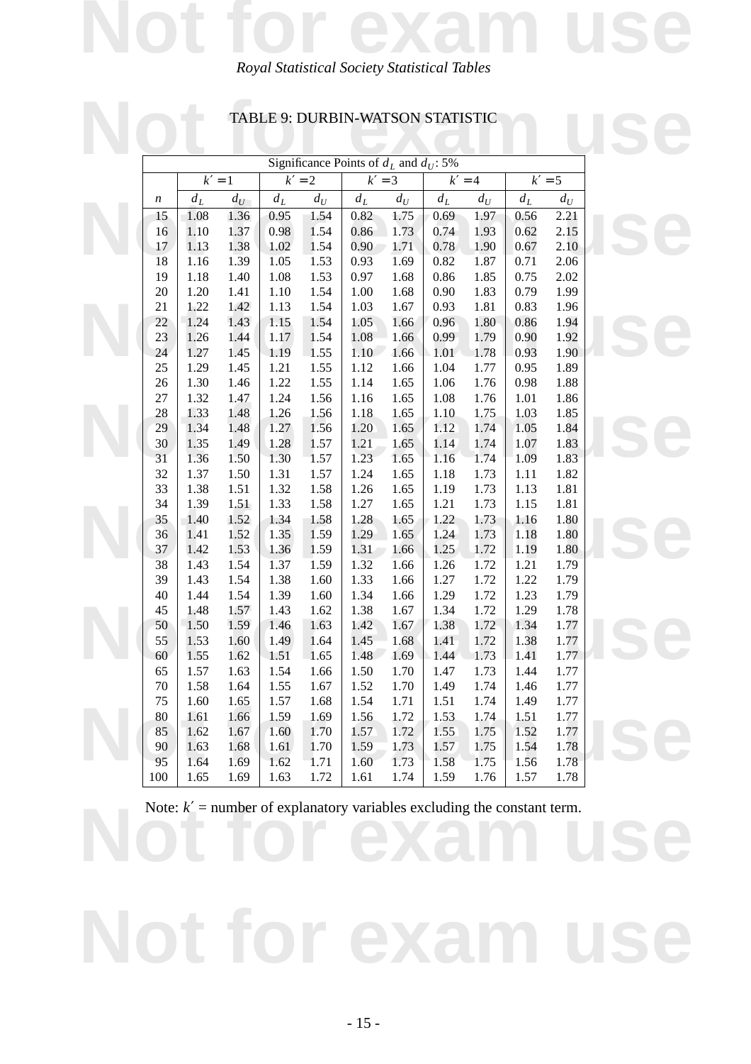# TABLE 9: DURBIN-WATSON STATISTIC

| Significance Points of $d_L$ and $d_U$: 5% | | | | | | | | | | |
|---|---|---|---|---|---|---|---|---|---|---|
| | $k' = 1$ | | $k' = 2$ | | $k' = 3$ | | $k' = 4$ | | $k' = 5$ | |
| $n$ | $d_L$ | $d_U$ | $d_L$ | $d_U$ | $d_L$ | $d_U$ | $d_L$ | $d_U$ | $d_L$ | $d_U$ |
| 15 | 1.08 | 1.36 | 0.95 | 1.54 | 0.82 | 1.75 | 0.69 | 1.97 | 0.56 | 2.21 |
| 16 | 1.10 | 1.37 | 0.98 | 1.54 | 0.86 | 1.73 | 0.74 | 1.93 | 0.62 | 2.15 |
| 17 | 1.13 | 1.38 | 1.02 | 1.54 | 0.90 | 1.71 | 0.78 | 1.90 | 0.67 | 2.10 |
| 18 | 1.16 | 1.39 | 1.05 | 1.53 | 0.93 | 1.69 | 0.82 | 1.87 | 0.71 | 2.06 |
| 19 | 1.18 | 1.40 | 1.08 | 1.53 | 0.97 | 1.68 | 0.86 | 1.85 | 0.75 | 2.02 |
| 20 | 1.20 | 1.41 | 1.10 | 1.54 | 1.00 | 1.68 | 0.90 | 1.83 | 0.79 | 1.99 |
| 21 | 1.22 | 1.42 | 1.13 | 1.54 | 1.03 | 1.67 | 0.93 | 1.81 | 0.83 | 1.96 |
| 22 | 1.24 | 1.43 | 1.15 | 1.54 | 1.05 | 1.66 | 0.96 | 1.80 | 0.86 | 1.94 |
| 23 | 1.26 | 1.44 | 1.17 | 1.54 | 1.08 | 1.66 | 0.99 | 1.79 | 0.90 | 1.92 |
| 24 | 1.27 | 1.45 | 1.19 | 1.55 | 1.10 | 1.66 | 1.01 | 1.78 | 0.93 | 1.90 |
| 25 | 1.29 | 1.45 | 1.21 | 1.55 | 1.12 | 1.66 | 1.04 | 1.77 | 0.95 | 1.89 |
| 26 | 1.30 | 1.46 | 1.22 | 1.55 | 1.14 | 1.65 | 1.06 | 1.76 | 0.98 | 1.88 |
| 27 | 1.32 | 1.47 | 1.24 | 1.56 | 1.16 | 1.65 | 1.08 | 1.76 | 1.01 | 1.86 |
| 28 | 1.33 | 1.48 | 1.26 | 1.56 | 1.18 | 1.65 | 1.10 | 1.75 | 1.03 | 1.85 |
| 29 | 1.34 | 1.48 | 1.27 | 1.56 | 1.20 | 1.65 | 1.12 | 1.74 | 1.05 | 1.84 |
| 30 | 1.35 | 1.49 | 1.28 | 1.57 | 1.21 | 1.65 | 1.14 | 1.74 | 1.07 | 1.83 |
| 31 | 1.36 | 1.50 | 1.30 | 1.57 | 1.23 | 1.65 | 1.16 | 1.74 | 1.09 | 1.83 |
| 32 | 1.37 | 1.50 | 1.31 | 1.57 | 1.24 | 1.65 | 1.18 | 1.73 | 1.11 | 1.82 |
| 33 | 1.38 | 1.51 | 1.32 | 1.58 | 1.26 | 1.65 | 1.19 | 1.73 | 1.13 | 1.81 |
| 34 | 1.39 | 1.51 | 1.33 | 1.58 | 1.27 | 1.65 | 1.21 | 1.73 | 1.15 | 1.81 |
| 35 | 1.40 | 1.52 | 1.34 | 1.58 | 1.28 | 1.65 | 1.22 | 1.73 | 1.16 | 1.80 |
| 36 | 1.41 | 1.52 | 1.35 | 1.59 | 1.29 | 1.65 | 1.24 | 1.73 | 1.18 | 1.80 |
| 37 | 1.42 | 1.53 | 1.36 | 1.59 | 1.31 | 1.66 | 1.25 | 1.72 | 1.19 | 1.80 |
| 38 | 1.43 | 1.54 | 1.37 | 1.59 | 1.32 | 1.66 | 1.26 | 1.72 | 1.21 | 1.79 |
| 39 | 1.43 | 1.54 | 1.38 | 1.60 | 1.33 | 1.66 | 1.27 | 1.72 | 1.22 | 1.79 |
| 40 | 1.44 | 1.54 | 1.39 | 1.60 | 1.34 | 1.66 | 1.29 | 1.72 | 1.23 | 1.79 |
| 45 | 1.48 | 1.57 | 1.43 | 1.62 | 1.38 | 1.67 | 1.34 | 1.72 | 1.29 | 1.78 |
| 50 | 1.50 | 1.59 | 1.46 | 1.63 | 1.42 | 1.67 | 1.38 | 1.72 | 1.34 | 1.77 |
| 55 | 1.53 | 1.60 | 1.49 | 1.64 | 1.45 | 1.68 | 1.41 | 1.72 | 1.38 | 1.77 |
| 60 | 1.55 | 1.62 | 1.51 | 1.65 | 1.48 | 1.69 | 1.44 | 1.73 | 1.41 | 1.77 |
| 65 | 1.57 | 1.63 | 1.54 | 1.66 | 1.50 | 1.70 | 1.47 | 1.73 | 1.44 | 1.77 |
| 70 | 1.58 | 1.64 | 1.55 | 1.67 | 1.52 | 1.70 | 1.49 | 1.74 | 1.46 | 1.77 |
| 75 | 1.60 | 1.65 | 1.57 | 1.68 | 1.54 | 1.71 | 1.51 | 1.74 | 1.49 | 1.77 |
| 80 | 1.61 | 1.66 | 1.59 | 1.69 | 1.56 | 1.72 | 1.53 | 1.74 | 1.51 | 1.77 |
| 85 | 1.62 | 1.67 | 1.60 | 1.70 | 1.57 | 1.72 | 1.55 | 1.75 | 1.52 | 1.77 |
| 90 | 1.63 | 1.68 | 1.61 | 1.70 | 1.59 | 1.73 | 1.57 | 1.75 | 1.54 | 1.78 |
| 95 | 1.64 | 1.69 | 1.62 | 1.71 | 1.60 | 1.73 | 1.58 | 1.75 | 1.56 | 1.78 |
| 100 | 1.65 | 1.69 | 1.63 | 1.72 | 1.61 | 1.74 | 1.59 | 1.76 | 1.57 | 1.78 |

Note: $k'$ = number of explanatory variables excluding the constant term.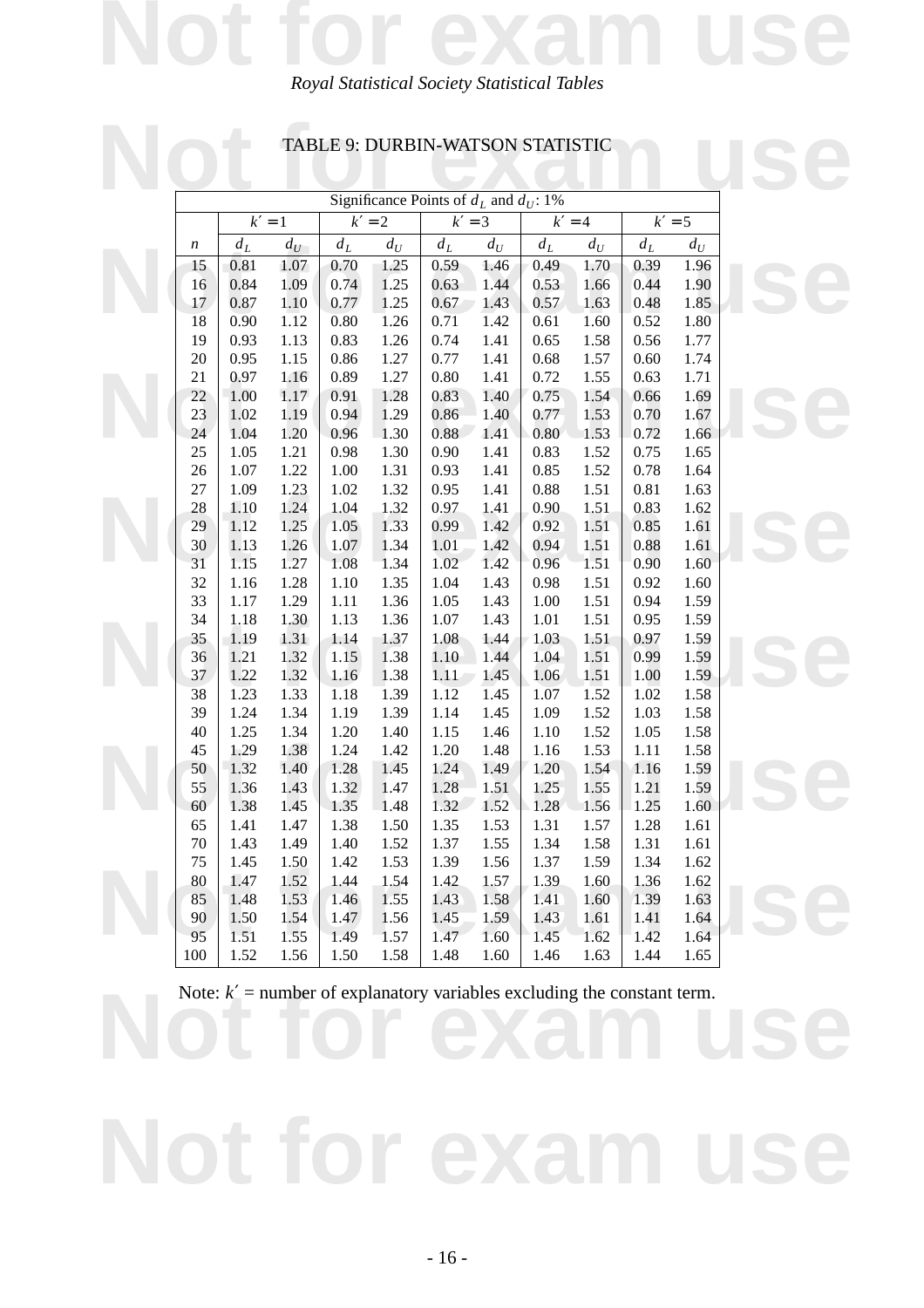# TABLE 9: DURBIN-WATSON STATISTIC

| Significance Points of $d_L$ and $d_U$: 1% | | | | | | | | | | |
|---|---|---|---|---|---|---|---|---|---|---|
| | $k'=1$ | | $k'=2$ | | $k'=3$ | | $k'=4$ | | $k'=5$ | |
| $n$ | $d_L$ | $d_U$ | $d_L$ | $d_U$ | $d_L$ | $d_U$ | $d_L$ | $d_U$ | $d_L$ | $d_U$ |
| 15 | 0.81 | 1.07 | 0.70 | 1.25 | 0.59 | 1.46 | 0.49 | 1.70 | 0.39 | 1.96 |
| 16 | 0.84 | 1.09 | 0.74 | 1.25 | 0.63 | 1.44 | 0.53 | 1.66 | 0.44 | 1.90 |
| 17 | 0.87 | 1.10 | 0.77 | 1.25 | 0.67 | 1.43 | 0.57 | 1.63 | 0.48 | 1.85 |
| 18 | 0.90 | 1.12 | 0.80 | 1.26 | 0.71 | 1.42 | 0.61 | 1.60 | 0.52 | 1.80 |
| 19 | 0.93 | 1.13 | 0.83 | 1.26 | 0.74 | 1.41 | 0.65 | 1.58 | 0.56 | 1.77 |
| 20 | 0.95 | 1.15 | 0.86 | 1.27 | 0.77 | 1.41 | 0.68 | 1.57 | 0.60 | 1.74 |
| 21 | 0.97 | 1.16 | 0.89 | 1.27 | 0.80 | 1.41 | 0.72 | 1.55 | 0.63 | 1.71 |
| 22 | 1.00 | 1.17 | 0.91 | 1.28 | 0.83 | 1.40 | 0.75 | 1.54 | 0.66 | 1.69 |
| 23 | 1.02 | 1.19 | 0.94 | 1.29 | 0.86 | 1.40 | 0.77 | 1.53 | 0.70 | 1.67 |
| 24 | 1.04 | 1.20 | 0.96 | 1.30 | 0.88 | 1.41 | 0.80 | 1.53 | 0.72 | 1.66 |
| 25 | 1.05 | 1.21 | 0.98 | 1.30 | 0.90 | 1.41 | 0.83 | 1.52 | 0.75 | 1.65 |
| 26 | 1.07 | 1.22 | 1.00 | 1.31 | 0.93 | 1.41 | 0.85 | 1.52 | 0.78 | 1.64 |
| 27 | 1.09 | 1.23 | 1.02 | 1.32 | 0.95 | 1.41 | 0.88 | 1.51 | 0.81 | 1.63 |
| 28 | 1.10 | 1.24 | 1.04 | 1.32 | 0.97 | 1.41 | 0.90 | 1.51 | 0.83 | 1.62 |
| 29 | 1.12 | 1.25 | 1.05 | 1.33 | 0.99 | 1.42 | 0.92 | 1.51 | 0.85 | 1.61 |
| 30 | 1.13 | 1.26 | 1.07 | 1.34 | 1.01 | 1.42 | 0.94 | 1.51 | 0.88 | 1.61 |
| 31 | 1.15 | 1.27 | 1.08 | 1.34 | 1.02 | 1.42 | 0.96 | 1.51 | 0.90 | 1.60 |
| 32 | 1.16 | 1.28 | 1.10 | 1.35 | 1.04 | 1.43 | 0.98 | 1.51 | 0.92 | 1.60 |
| 33 | 1.17 | 1.29 | 1.11 | 1.36 | 1.05 | 1.43 | 1.00 | 1.51 | 0.94 | 1.59 |
| 34 | 1.18 | 1.30 | 1.13 | 1.36 | 1.07 | 1.43 | 1.01 | 1.51 | 0.95 | 1.59 |
| 35 | 1.19 | 1.31 | 1.14 | 1.37 | 1.08 | 1.44 | 1.03 | 1.51 | 0.97 | 1.59 |
| 36 | 1.21 | 1.32 | 1.15 | 1.38 | 1.10 | 1.44 | 1.04 | 1.51 | 0.99 | 1.59 |
| 37 | 1.22 | 1.32 | 1.16 | 1.38 | 1.11 | 1.45 | 1.06 | 1.51 | 1.00 | 1.59 |
| 38 | 1.23 | 1.33 | 1.18 | 1.39 | 1.12 | 1.45 | 1.07 | 1.52 | 1.02 | 1.58 |
| 39 | 1.24 | 1.34 | 1.19 | 1.39 | 1.14 | 1.45 | 1.09 | 1.52 | 1.03 | 1.58 |
| 40 | 1.25 | 1.34 | 1.20 | 1.40 | 1.15 | 1.46 | 1.10 | 1.52 | 1.05 | 1.58 |
| 45 | 1.29 | 1.38 | 1.24 | 1.42 | 1.20 | 1.48 | 1.16 | 1.53 | 1.11 | 1.58 |
| 50 | 1.32 | 1.40 | 1.28 | 1.45 | 1.24 | 1.49 | 1.20 | 1.54 | 1.16 | 1.59 |
| 55 | 1.36 | 1.43 | 1.32 | 1.47 | 1.28 | 1.51 | 1.25 | 1.55 | 1.21 | 1.59 |
| 60 | 1.38 | 1.45 | 1.35 | 1.48 | 1.32 | 1.52 | 1.28 | 1.56 | 1.25 | 1.60 |
| 65 | 1.41 | 1.47 | 1.38 | 1.50 | 1.35 | 1.53 | 1.31 | 1.57 | 1.28 | 1.61 |
| 70 | 1.43 | 1.49 | 1.40 | 1.52 | 1.37 | 1.55 | 1.34 | 1.58 | 1.31 | 1.61 |
| 75 | 1.45 | 1.50 | 1.42 | 1.53 | 1.39 | 1.56 | 1.37 | 1.59 | 1.34 | 1.62 |
| 80 | 1.47 | 1.52 | 1.44 | 1.54 | 1.42 | 1.57 | 1.39 | 1.60 | 1.36 | 1.62 |
| 85 | 1.48 | 1.53 | 1.46 | 1.55 | 1.43 | 1.58 | 1.41 | 1.60 | 1.39 | 1.63 |
| 90 | 1.50 | 1.54 | 1.47 | 1.56 | 1.45 | 1.59 | 1.43 | 1.61 | 1.41 | 1.64 |
| 95 | 1.51 | 1.55 | 1.49 | 1.57 | 1.47 | 1.60 | 1.45 | 1.62 | 1.42 | 1.64 |
| 100 | 1.52 | 1.56 | 1.50 | 1.58 | 1.48 | 1.60 | 1.46 | 1.63 | 1.44 | 1.65 |

Note: $k'$ = number of explanatory variables excluding the constant term.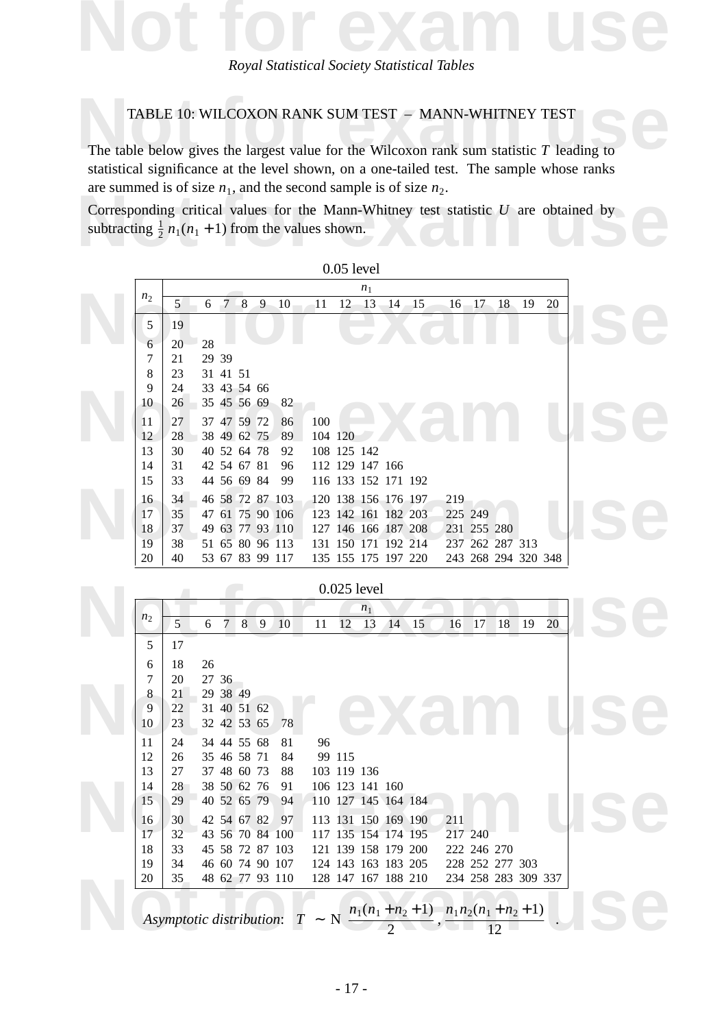# TABLE 10: WILCOXON RANK SUM TEST – MANN-WHITNEY TEST

The table below gives the largest value for the Wilcoxon rank sum statistic $T$ leading to statistical significance at the level shown, on a one-tailed test. The sample whose ranks are summed is of size $n_1$, and the second sample is of size $n_2$.

Corresponding critical values for the Mann-Whitney test statistic $U$ are obtained by subtracting $\frac{1}{2}\,n_1(n_1+1)$ from the values shown.

**0.05 level**

| $n_2$ | $n_1$ = 5 | 6 | 7 | 8 | 9 | 10 | 11 | 12 | 13 | 14 | 15 | 16 | 17 | 18 | 19 | 20 |
|---|---|---|---|---|---|---|---|---|---|---|---|---|---|---|---|---|
| 5 | 19 | | | | | | | | | | | | | | | |
| 6 | 20 | 28 | | | | | | | | | | | | | | |
| 7 | 21 | 29 | 39 | | | | | | | | | | | | | |
| 8 | 23 | 31 | 41 | 51 | | | | | | | | | | | | |
| 9 | 24 | 33 | 43 | 54 | 66 | | | | | | | | | | | |
| 10 | 26 | 35 | 45 | 56 | 69 | 82 | | | | | | | | | | |
| 11 | 27 | 37 | 47 | 59 | 72 | 86 | 100 | | | | | | | | | |
| 12 | 28 | 38 | 49 | 62 | 75 | 89 | 104 | 120 | | | | | | | | |
| 13 | 30 | 40 | 52 | 64 | 78 | 92 | 108 | 125 | 142 | | | | | | | |
| 14 | 31 | 42 | 54 | 67 | 81 | 96 | 112 | 129 | 147 | 166 | | | | | | |
| 15 | 33 | 44 | 56 | 69 | 84 | 99 | 116 | 133 | 152 | 171 | 192 | | | | | |
| 16 | 34 | 46 | 58 | 72 | 87 | 103 | 120 | 138 | 156 | 176 | 197 | 219 | | | | |
| 17 | 35 | 47 | 61 | 75 | 90 | 106 | 123 | 142 | 161 | 182 | 203 | 225 | 249 | | | |
| 18 | 37 | 49 | 63 | 77 | 93 | 110 | 127 | 146 | 166 | 187 | 208 | 231 | 255 | 280 | | |
| 19 | 38 | 51 | 65 | 80 | 96 | 113 | 131 | 150 | 171 | 192 | 214 | 237 | 262 | 287 | 313 | |
| 20 | 40 | 53 | 67 | 83 | 99 | 117 | 135 | 155 | 175 | 197 | 220 | 243 | 268 | 294 | 320 | 348 |

**0.025 level**

| $n_2$ | $n_1$ = 5 | 6 | 7 | 8 | 9 | 10 | 11 | 12 | 13 | 14 | 15 | 16 | 17 | 18 | 19 | 20 |
|---|---|---|---|---|---|---|---|---|---|---|---|---|---|---|---|---|
| 5 | 17 | | | | | | | | | | | | | | | |
| 6 | 18 | 26 | | | | | | | | | | | | | | |
| 7 | 20 | 27 | 36 | | | | | | | | | | | | | |
| 8 | 21 | 29 | 38 | 49 | | | | | | | | | | | | |
| 9 | 22 | 31 | 40 | 51 | 62 | | | | | | | | | | | |
| 10 | 23 | 32 | 42 | 53 | 65 | 78 | | | | | | | | | | |
| 11 | 24 | 34 | 44 | 55 | 68 | 81 | 96 | | | | | | | | | |
| 12 | 26 | 35 | 46 | 58 | 71 | 84 | 99 | 115 | | | | | | | | |
| 13 | 27 | 37 | 48 | 60 | 73 | 88 | 103 | 119 | 136 | | | | | | | |
| 14 | 28 | 38 | 50 | 62 | 76 | 91 | 106 | 123 | 141 | 160 | | | | | | |
| 15 | 29 | 40 | 52 | 65 | 79 | 94 | 110 | 127 | 145 | 164 | 184 | | | | | |
| 16 | 30 | 42 | 54 | 67 | 82 | 97 | 113 | 131 | 150 | 169 | 190 | 211 | | | | |
| 17 | 32 | 43 | 56 | 70 | 84 | 100 | 117 | 135 | 154 | 174 | 195 | 217 | 240 | | | |
| 18 | 33 | 45 | 58 | 72 | 87 | 103 | 121 | 139 | 158 | 179 | 200 | 222 | 246 | 270 | | |
| 19 | 34 | 46 | 60 | 74 | 90 | 107 | 124 | 143 | 163 | 183 | 205 | 228 | 252 | 277 | 303 | |
| 20 | 35 | 48 | 62 | 77 | 93 | 110 | 128 | 147 | 167 | 188 | 210 | 234 | 258 | 283 | 309 | 337 |

*Asymptotic distribution*: $T \sim \mathrm{N}\left(\dfrac{n_1(n_1+n_2+1)}{2}, \dfrac{n_1 n_2(n_1+n_2+1)}{12}\right)$.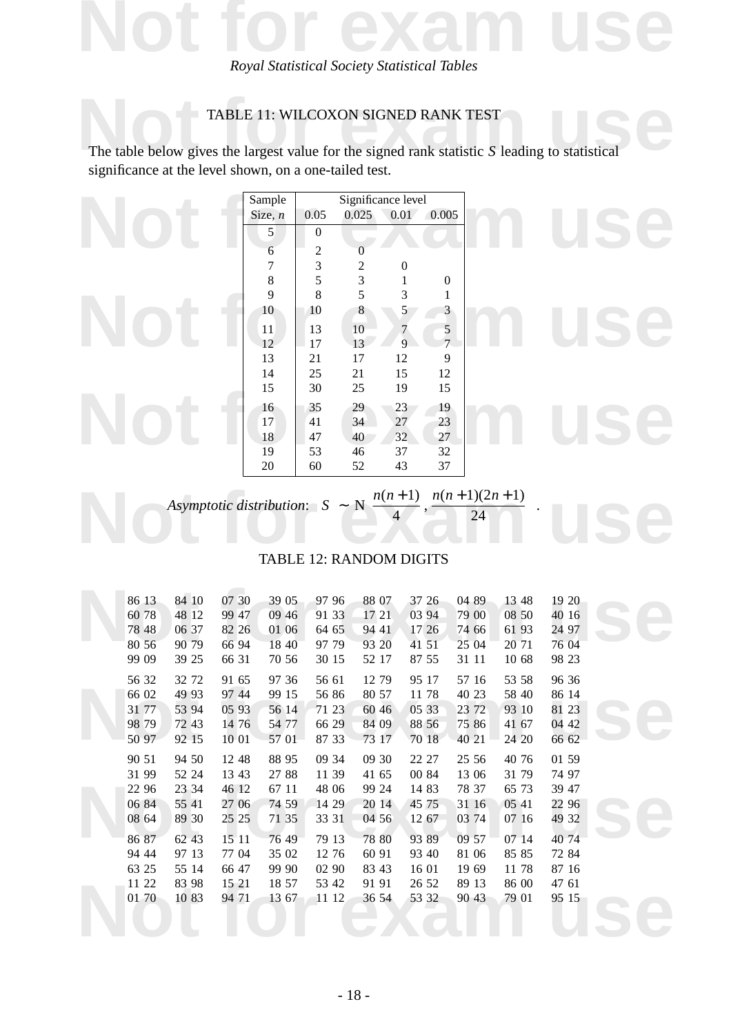TABLE 11: WILCOXON SIGNED RANK TEST

The table below gives the largest value for the signed rank statistic $S$ leading to statistical significance at the level shown, on a one-tailed test.

| Sample Size, $n$ | Significance level 0.05 | 0.025 | 0.01 | 0.005 |
|---|---|---|---|---|
| 5 | 0 | | | |
| 6 | 2 | 0 | | |
| 7 | 3 | 2 | 0 | |
| 8 | 5 | 3 | 1 | 0 |
| 9 | 8 | 5 | 3 | 1 |
| 10 | 10 | 8 | 5 | 3 |
| 11 | 13 | 10 | 7 | 5 |
| 12 | 17 | 13 | 9 | 7 |
| 13 | 21 | 17 | 12 | 9 |
| 14 | 25 | 21 | 15 | 12 |
| 15 | 30 | 25 | 19 | 15 |
| 16 | 35 | 29 | 23 | 19 |
| 17 | 41 | 34 | 27 | 23 |
| 18 | 47 | 40 | 32 | 27 |
| 19 | 53 | 46 | 37 | 32 |
| 20 | 60 | 52 | 43 | 37 |

*Asymptotic distribution*: $S \sim \mathrm{N}\left(\frac{n(n+1)}{4}, \frac{n(n+1)(2n+1)}{24}\right)$.

TABLE 12: RANDOM DIGITS

| | | | | | | | | | |
|---|---|---|---|---|---|---|---|---|---|
| 86 13 | 84 10 | 07 30 | 39 05 | 97 96 | 88 07 | 37 26 | 04 89 | 13 48 | 19 20 |
| 60 78 | 48 12 | 99 47 | 09 46 | 91 33 | 17 21 | 03 94 | 79 00 | 08 50 | 40 16 |
| 78 48 | 06 37 | 82 26 | 01 06 | 64 65 | 94 41 | 17 26 | 74 66 | 61 93 | 24 97 |
| 80 56 | 90 79 | 66 94 | 18 40 | 97 79 | 93 20 | 41 51 | 25 04 | 20 71 | 76 04 |
| 99 09 | 39 25 | 66 31 | 70 56 | 30 15 | 52 17 | 87 55 | 31 11 | 10 68 | 98 23 |
| 56 32 | 32 72 | 91 65 | 97 36 | 56 61 | 12 79 | 95 17 | 57 16 | 53 58 | 96 36 |
| 66 02 | 49 93 | 97 44 | 99 15 | 56 86 | 80 57 | 11 78 | 40 23 | 58 40 | 86 14 |
| 31 77 | 53 94 | 05 93 | 56 14 | 71 23 | 60 46 | 05 33 | 23 72 | 93 10 | 81 23 |
| 98 79 | 72 43 | 14 76 | 54 77 | 66 29 | 84 09 | 88 56 | 75 86 | 41 67 | 04 42 |
| 50 97 | 92 15 | 10 01 | 57 01 | 87 33 | 73 17 | 70 18 | 40 21 | 24 20 | 66 62 |
| 90 51 | 94 50 | 12 48 | 88 95 | 09 34 | 09 30 | 22 27 | 25 56 | 40 76 | 01 59 |
| 31 99 | 52 24 | 13 43 | 27 88 | 11 39 | 41 65 | 00 84 | 13 06 | 31 79 | 74 97 |
| 22 96 | 23 34 | 46 12 | 67 11 | 48 06 | 99 24 | 14 83 | 78 37 | 65 73 | 39 47 |
| 06 84 | 55 41 | 27 06 | 74 59 | 14 29 | 20 14 | 45 75 | 31 16 | 05 41 | 22 96 |
| 08 64 | 89 30 | 25 25 | 71 35 | 33 31 | 04 56 | 12 67 | 03 74 | 07 16 | 49 32 |
| 86 87 | 62 43 | 15 11 | 76 49 | 79 13 | 78 80 | 93 89 | 09 57 | 07 14 | 40 74 |
| 94 44 | 97 13 | 77 04 | 35 02 | 12 76 | 60 91 | 93 40 | 81 06 | 85 85 | 72 84 |
| 63 25 | 55 14 | 66 47 | 99 90 | 02 90 | 83 43 | 16 01 | 19 69 | 11 78 | 87 16 |
| 11 22 | 83 98 | 15 21 | 18 57 | 53 42 | 91 91 | 26 52 | 89 13 | 86 00 | 47 61 |
| 01 70 | 10 83 | 94 71 | 13 67 | 11 12 | 36 54 | 53 32 | 90 43 | 79 01 | 95 15 |